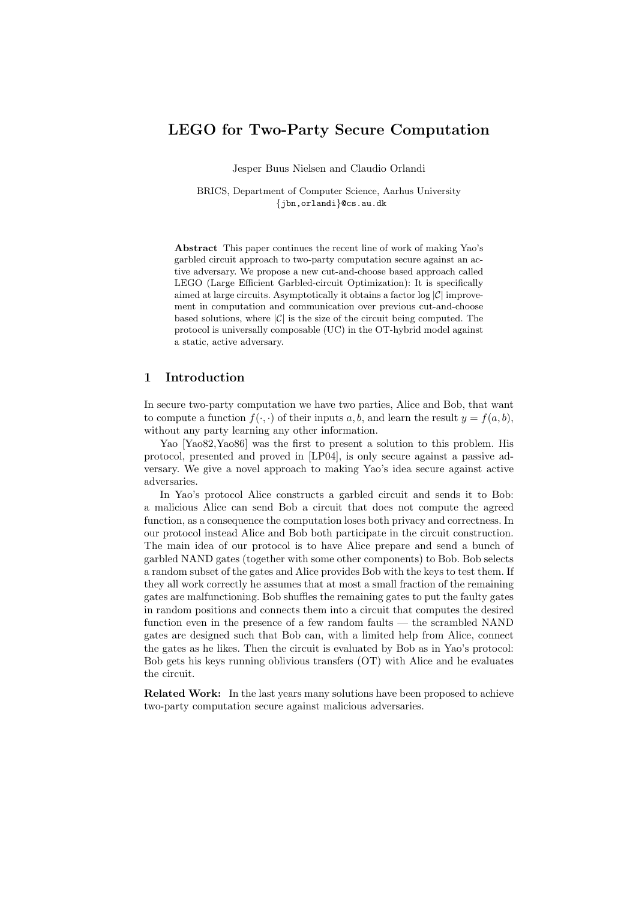# LEGO for Two-Party Secure Computation

Jesper Buus Nielsen and Claudio Orlandi

BRICS, Department of Computer Science, Aarhus University
{jbn,orlandi}@cs.au.dk

**Abstract** This paper continues the recent line of work of making Yao's garbled circuit approach to two-party computation secure against an active adversary. We propose a new cut-and-choose based approach called LEGO (Large Efficient Garbled-circuit Optimization): It is specifically aimed at large circuits. Asymptotically it obtains a factor $\log |\mathcal{C}|$ improvement in computation and communication over previous cut-and-choose based solutions, where $|\mathcal{C}|$ is the size of the circuit being computed. The protocol is universally composable (UC) in the OT-hybrid model against a static, active adversary.

## 1 Introduction

In secure two-party computation we have two parties, Alice and Bob, that want to compute a function $f(\cdot, \cdot)$ of their inputs $a, b$, and learn the result $y = f(a, b)$, without any party learning any other information.

Yao [Yao82,Yao86] was the first to present a solution to this problem. His protocol, presented and proved in [LP04], is only secure against a passive adversary. We give a novel approach to making Yao's idea secure against active adversaries.

In Yao's protocol Alice constructs a garbled circuit and sends it to Bob: a malicious Alice can send Bob a circuit that does not compute the agreed function, as a consequence the computation loses both privacy and correctness. In our protocol instead Alice and Bob both participate in the circuit construction. The main idea of our protocol is to have Alice prepare and send a bunch of garbled NAND gates (together with some other components) to Bob. Bob selects a random subset of the gates and Alice provides Bob with the keys to test them. If they all work correctly he assumes that at most a small fraction of the remaining gates are malfunctioning. Bob shuffles the remaining gates to put the faulty gates in random positions and connects them into a circuit that computes the desired function even in the presence of a few random faults — the scrambled NAND gates are designed such that Bob can, with a limited help from Alice, connect the gates as he likes. Then the circuit is evaluated by Bob as in Yao's protocol: Bob gets his keys running oblivious transfers (OT) with Alice and he evaluates the circuit.

**Related Work:** In the last years many solutions have been proposed to achieve two-party computation secure against malicious adversaries.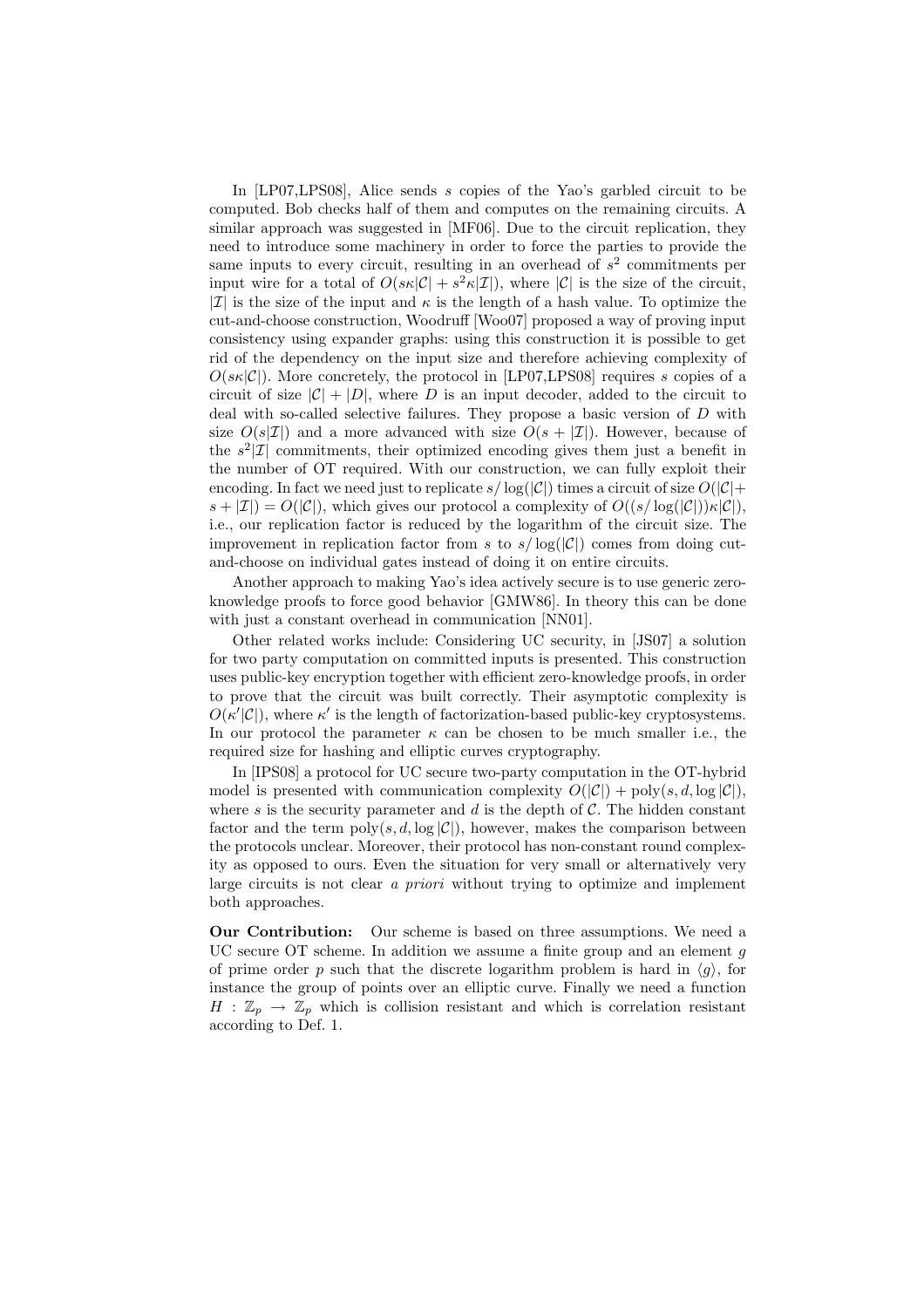In [LP07,LPS08], Alice sends $s$ copies of the Yao's garbled circuit to be computed. Bob checks half of them and computes on the remaining circuits. A similar approach was suggested in [MF06]. Due to the circuit replication, they need to introduce some machinery in order to force the parties to provide the same inputs to every circuit, resulting in an overhead of $s^2$ commitments per input wire for a total of $O(s\kappa|\mathcal{C}| + s^2\kappa|\mathcal{I}|)$, where $|\mathcal{C}|$ is the size of the circuit, $|\mathcal{I}|$ is the size of the input and $\kappa$ is the length of a hash value. To optimize the cut-and-choose construction, Woodruff [Woo07] proposed a way of proving input consistency using expander graphs: using this construction it is possible to get rid of the dependency on the input size and therefore achieving complexity of $O(s\kappa|\mathcal{C}|)$. More concretely, the protocol in [LP07,LPS08] requires $s$ copies of a circuit of size $|\mathcal{C}| + |D|$, where $D$ is an input decoder, added to the circuit to deal with so-called selective failures. They propose a basic version of $D$ with size $O(s|\mathcal{I}|)$ and a more advanced with size $O(s + |\mathcal{I}|)$. However, because of the $s^2|\mathcal{I}|$ commitments, their optimized encoding gives them just a benefit in the number of OT required. With our construction, we can fully exploit their encoding. In fact we need just to replicate $s/\log(|\mathcal{C}|)$ times a circuit of size $O(|\mathcal{C}| + s + |\mathcal{I}|) = O(|\mathcal{C}|)$, which gives our protocol a complexity of $O((s/\log(|\mathcal{C}|))\kappa|\mathcal{C}|)$, i.e., our replication factor is reduced by the logarithm of the circuit size. The improvement in replication factor from $s$ to $s/\log(|\mathcal{C}|)$ comes from doing cut-and-choose on individual gates instead of doing it on entire circuits.

Another approach to making Yao's idea actively secure is to use generic zero-knowledge proofs to force good behavior [GMW86]. In theory this can be done with just a constant overhead in communication [NN01].

Other related works include: Considering UC security, in [JS07] a solution for two party computation on committed inputs is presented. This construction uses public-key encryption together with efficient zero-knowledge proofs, in order to prove that the circuit was built correctly. Their asymptotic complexity is $O(\kappa'|\mathcal{C}|)$, where $\kappa'$ is the length of factorization-based public-key cryptosystems. In our protocol the parameter $\kappa$ can be chosen to be much smaller i.e., the required size for hashing and elliptic curves cryptography.

In [IPS08] a protocol for UC secure two-party computation in the OT-hybrid model is presented with communication complexity $O(|\mathcal{C}|) + \text{poly}(s, d, \log|\mathcal{C}|)$, where $s$ is the security parameter and $d$ is the depth of $\mathcal{C}$. The hidden constant factor and the term $\text{poly}(s, d, \log|\mathcal{C}|)$, however, makes the comparison between the protocols unclear. Moreover, their protocol has non-constant round complexity as opposed to ours. Even the situation for very small or alternatively very large circuits is not clear *a priori* without trying to optimize and implement both approaches.

**Our Contribution:** Our scheme is based on three assumptions. We need a UC secure OT scheme. In addition we assume a finite group and an element $g$ of prime order $p$ such that the discrete logarithm problem is hard in $\langle g \rangle$, for instance the group of points over an elliptic curve. Finally we need a function $H : \mathbb{Z}_p \rightarrow \mathbb{Z}_p$ which is collision resistant and which is correlation resistant according to Def. 1.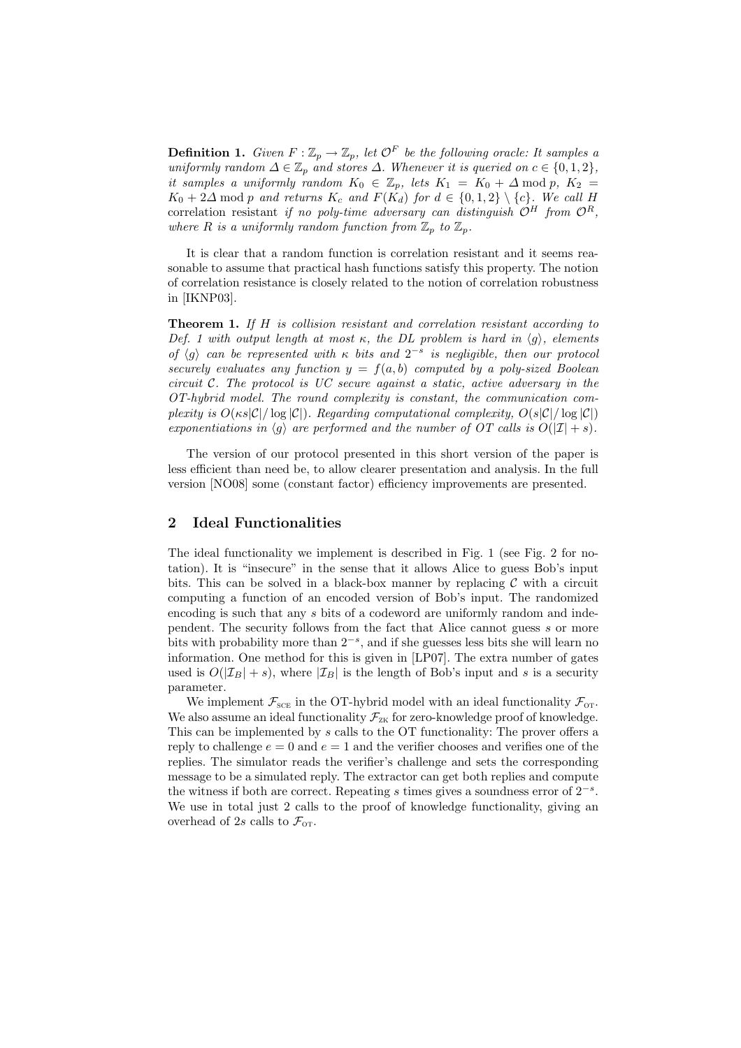**Definition 1.** *Given $F : \mathbb{Z}_p \to \mathbb{Z}_p$, let $\mathcal{O}^F$ be the following oracle: It samples a uniformly random $\Delta \in \mathbb{Z}_p$ and stores $\Delta$. Whenever it is queried on $c \in \{0, 1, 2\}$, it samples a uniformly random $K_0 \in \mathbb{Z}_p$, lets $K_1 = K_0 + \Delta \bmod p$, $K_2 = K_0 + 2\Delta \bmod p$ and returns $K_c$ and $F(K_d)$ for $d \in \{0, 1, 2\} \setminus \{c\}$. We call $H$* correlation resistant *if no poly-time adversary can distinguish $\mathcal{O}^H$ from $\mathcal{O}^R$, where $R$ is a uniformly random function from $\mathbb{Z}_p$ to $\mathbb{Z}_p$.*

It is clear that a random function is correlation resistant and it seems reasonable to assume that practical hash functions satisfy this property. The notion of correlation resistance is closely related to the notion of correlation robustness in [IKNP03].

**Theorem 1.** *If $H$ is collision resistant and correlation resistant according to Def. 1 with output length at most $\kappa$, the DL problem is hard in $\langle g \rangle$, elements of $\langle g \rangle$ can be represented with $\kappa$ bits and $2^{-s}$ is negligible, then our protocol securely evaluates any function $y = f(a, b)$ computed by a poly-sized Boolean circuit $\mathcal{C}$. The protocol is UC secure against a static, active adversary in the OT-hybrid model. The round complexity is constant, the communication complexity is $O(\kappa s|\mathcal{C}|/\log|\mathcal{C}|)$. Regarding computational complexity, $O(s|\mathcal{C}|/\log|\mathcal{C}|)$ exponentiations in $\langle g \rangle$ are performed and the number of OT calls is $O(|\mathcal{I}| + s)$.*

The version of our protocol presented in this short version of the paper is less efficient than need be, to allow clearer presentation and analysis. In the full version [NO08] some (constant factor) efficiency improvements are presented.

## 2 Ideal Functionalities

The ideal functionality we implement is described in Fig. 1 (see Fig. 2 for notation). It is "insecure" in the sense that it allows Alice to guess Bob's input bits. This can be solved in a black-box manner by replacing $\mathcal{C}$ with a circuit computing a function of an encoded version of Bob's input. The randomized encoding is such that any $s$ bits of a codeword are uniformly random and independent. The security follows from the fact that Alice cannot guess $s$ or more bits with probability more than $2^{-s}$, and if she guesses less bits she will learn no information. One method for this is given in [LP07]. The extra number of gates used is $O(|\mathcal{I}_B| + s)$, where $|\mathcal{I}_B|$ is the length of Bob's input and $s$ is a security parameter.

We implement $\mathcal{F}_{\text{SCE}}$ in the OT-hybrid model with an ideal functionality $\mathcal{F}_{\text{OT}}$. We also assume an ideal functionality $\mathcal{F}_{\text{ZK}}$ for zero-knowledge proof of knowledge. This can be implemented by $s$ calls to the OT functionality: The prover offers a reply to challenge $e = 0$ and $e = 1$ and the verifier chooses and verifies one of the replies. The simulator reads the verifier's challenge and sets the corresponding message to be a simulated reply. The extractor can get both replies and compute the witness if both are correct. Repeating $s$ times gives a soundness error of $2^{-s}$. We use in total just 2 calls to the proof of knowledge functionality, giving an overhead of $2s$ calls to $\mathcal{F}_{\text{OT}}$.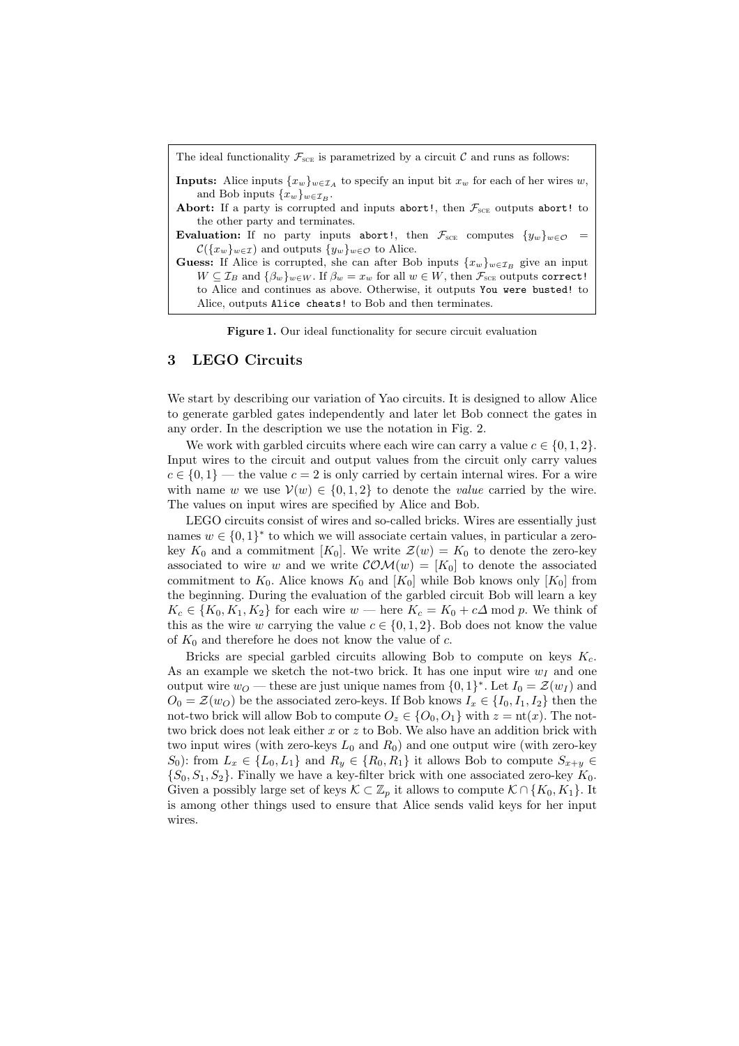The ideal functionality $\mathcal{F}_{\text{SCE}}$ is parametrized by a circuit $\mathcal{C}$ and runs as follows:

**Inputs:** Alice inputs $\{x_w\}_{w \in \mathcal{I}_A}$ to specify an input bit $x_w$ for each of her wires $w$, and Bob inputs $\{x_w\}_{w \in \mathcal{I}_B}$.

**Abort:** If a party is corrupted and inputs `abort!`, then $\mathcal{F}_{\text{SCE}}$ outputs `abort!` to the other party and terminates.

**Evaluation:** If no party inputs `abort!`, then $\mathcal{F}_{\text{SCE}}$ computes $\{y_w\}_{w \in \mathcal{O}} = \mathcal{C}(\{x_w\}_{w \in \mathcal{I}})$ and outputs $\{y_w\}_{w \in \mathcal{O}}$ to Alice.

**Guess:** If Alice is corrupted, she can after Bob inputs $\{x_w\}_{w \in \mathcal{I}_B}$ give an input $W \subseteq \mathcal{I}_B$ and $\{\beta_w\}_{w \in W}$. If $\beta_w = x_w$ for all $w \in W$, then $\mathcal{F}_{\text{SCE}}$ outputs `correct!` to Alice and continues as above. Otherwise, it outputs `You were busted!` to Alice, outputs `Alice cheats!` to Bob and then terminates.

**Figure 1.** Our ideal functionality for secure circuit evaluation

## 3 LEGO Circuits

We start by describing our variation of Yao circuits. It is designed to allow Alice to generate garbled gates independently and later let Bob connect the gates in any order. In the description we use the notation in Fig. 2.

We work with garbled circuits where each wire can carry a value $c \in \{0, 1, 2\}$. Input wires to the circuit and output values from the circuit only carry values $c \in \{0, 1\}$ — the value $c = 2$ is only carried by certain internal wires. For a wire with name $w$ we use $\mathcal{V}(w) \in \{0, 1, 2\}$ to denote the *value* carried by the wire. The values on input wires are specified by Alice and Bob.

LEGO circuits consist of wires and so-called bricks. Wires are essentially just names $w \in \{0, 1\}^*$ to which we will associate certain values, in particular a zero-key $K_0$ and a commitment $[K_0]$. We write $\mathcal{Z}(w) = K_0$ to denote the zero-key associated to wire $w$ and we write $\mathcal{COM}(w) = [K_0]$ to denote the associated commitment to $K_0$. Alice knows $K_0$ and $[K_0]$ while Bob knows only $[K_0]$ from the beginning. During the evaluation of the garbled circuit Bob will learn a key $K_c \in \{K_0, K_1, K_2\}$ for each wire $w$ — here $K_c = K_0 + c\Delta \bmod p$. We think of this as the wire $w$ carrying the value $c \in \{0, 1, 2\}$. Bob does not know the value of $K_0$ and therefore he does not know the value of $c$.

Bricks are special garbled circuits allowing Bob to compute on keys $K_c$. As an example we sketch the not-two brick. It has one input wire $w_I$ and one output wire $w_O$ — these are just unique names from $\{0, 1\}^*$. Let $I_0 = \mathcal{Z}(w_I)$ and $O_0 = \mathcal{Z}(w_O)$ be the associated zero-keys. If Bob knows $I_x \in \{I_0, I_1, I_2\}$ then the not-two brick will allow Bob to compute $O_z \in \{O_0, O_1\}$ with $z = \text{nt}(x)$. The not-two brick does not leak either $x$ or $z$ to Bob. We also have an addition brick with two input wires (with zero-keys $L_0$ and $R_0$) and one output wire (with zero-key $S_0$): from $L_x \in \{L_0, L_1\}$ and $R_y \in \{R_0, R_1\}$ it allows Bob to compute $S_{x+y} \in \{S_0, S_1, S_2\}$. Finally we have a key-filter brick with one associated zero-key $K_0$. Given a possibly large set of keys $\mathcal{K} \subset \mathbb{Z}_p$ it allows to compute $\mathcal{K} \cap \{K_0, K_1\}$. It is among other things used to ensure that Alice sends valid keys for her input wires.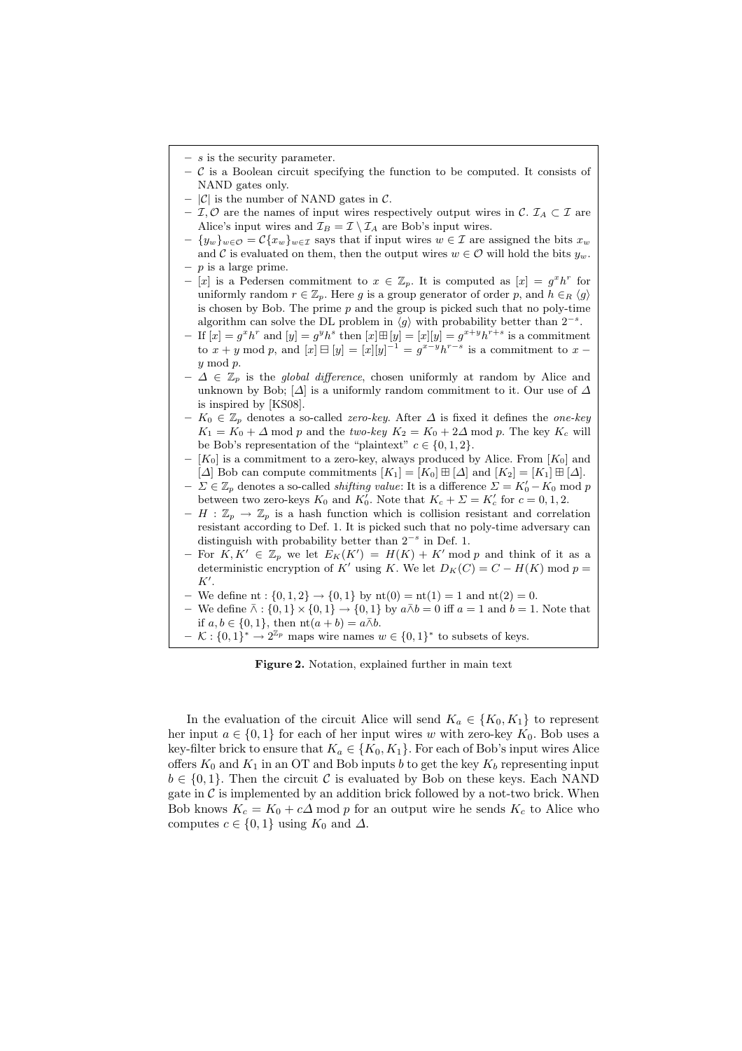- $s$ is the security parameter.
- $\mathcal{C}$ is a Boolean circuit specifying the function to be computed. It consists of NAND gates only.
- $|\mathcal{C}|$ is the number of NAND gates in $\mathcal{C}$.
- $\mathcal{I}, \mathcal{O}$ are the names of input wires respectively output wires in $\mathcal{C}$. $\mathcal{I}_A \subset \mathcal{I}$ are Alice's input wires and $\mathcal{I}_B = \mathcal{I} \setminus \mathcal{I}_A$ are Bob's input wires.
- $\{y_w\}_{w \in \mathcal{O}} = \mathcal{C}\{x_w\}_{w \in \mathcal{I}}$ says that if input wires $w \in \mathcal{I}$ are assigned the bits $x_w$ and $\mathcal{C}$ is evaluated on them, then the output wires $w \in \mathcal{O}$ will hold the bits $y_w$.
- $p$ is a large prime.
- $[x]$ is a Pedersen commitment to $x \in \mathbb{Z}_p$. It is computed as $[x] = g^x h^r$ for uniformly random $r \in \mathbb{Z}_p$. Here $g$ is a group generator of order $p$, and $h \in_R \langle g \rangle$ is chosen by Bob. The prime $p$ and the group is picked such that no poly-time algorithm can solve the DL problem in $\langle g \rangle$ with probability better than $2^{-s}$.
- If $[x] = g^x h^r$ and $[y] = g^y h^s$ then $[x] \boxplus [y] = [x][y] = g^{x+y} h^{r+s}$ is a commitment to $x + y \bmod p$, and $[x] \boxminus [y] = [x][y]^{-1} = g^{x-y} h^{r-s}$ is a commitment to $x - y \bmod p$.
- $\Delta \in \mathbb{Z}_p$ is the *global difference*, chosen uniformly at random by Alice and unknown by Bob; $[\Delta]$ is a uniformly random commitment to it. Our use of $\Delta$ is inspired by [KS08].
- $K_0 \in \mathbb{Z}_p$ denotes a so-called *zero-key*. After $\Delta$ is fixed it defines the *one-key* $K_1 = K_0 + \Delta \bmod p$ and the *two-key* $K_2 = K_0 + 2\Delta \bmod p$. The key $K_c$ will be Bob's representation of the "plaintext" $c \in \{0, 1, 2\}$.
- $[K_0]$ is a commitment to a zero-key, always produced by Alice. From $[K_0]$ and $[\Delta]$ Bob can compute commitments $[K_1] = [K_0] \boxplus [\Delta]$ and $[K_2] = [K_1] \boxplus [\Delta]$.
- $\Sigma \in \mathbb{Z}_p$ denotes a so-called *shifting value*: It is a difference $\Sigma = K_0' - K_0 \bmod p$ between two zero-keys $K_0$ and $K_0'$. Note that $K_c + \Sigma = K_c'$ for $c = 0, 1, 2$.
- $H : \mathbb{Z}_p \to \mathbb{Z}_p$ is a hash function which is collision resistant and correlation resistant according to Def. 1. It is picked such that no poly-time adversary can distinguish with probability better than $2^{-s}$ in Def. 1.
- For $K, K' \in \mathbb{Z}_p$ we let $E_K(K') = H(K) + K' \bmod p$ and think of it as a deterministic encryption of $K'$ using $K$. We let $D_K(C) = C - H(K) \bmod p = K'$.
- We define $\mathrm{nt} : \{0, 1, 2\} \to \{0, 1\}$ by $\mathrm{nt}(0) = \mathrm{nt}(1) = 1$ and $\mathrm{nt}(2) = 0$.
- We define $\bar{\wedge} : \{0, 1\} \times \{0, 1\} \to \{0, 1\}$ by $a \bar{\wedge} b = 0$ iff $a = 1$ and $b = 1$. Note that if $a, b \in \{0, 1\}$, then $\mathrm{nt}(a + b) = a \bar{\wedge} b$.
- $\mathcal{K} : \{0, 1\}^* \to 2^{\mathbb{Z}_p}$ maps wire names $w \in \{0, 1\}^*$ to subsets of keys.

**Figure 2.** Notation, explained further in main text

In the evaluation of the circuit Alice will send $K_a \in \{K_0, K_1\}$ to represent her input $a \in \{0, 1\}$ for each of her input wires $w$ with zero-key $K_0$. Bob uses a key-filter brick to ensure that $K_a \in \{K_0, K_1\}$. For each of Bob's input wires Alice offers $K_0$ and $K_1$ in an OT and Bob inputs $b$ to get the key $K_b$ representing input $b \in \{0, 1\}$. Then the circuit $\mathcal{C}$ is evaluated by Bob on these keys. Each NAND gate in $\mathcal{C}$ is implemented by an addition brick followed by a not-two brick. When Bob knows $K_c = K_0 + c\Delta \bmod p$ for an output wire he sends $K_c$ to Alice who computes $c \in \{0, 1\}$ using $K_0$ and $\Delta$.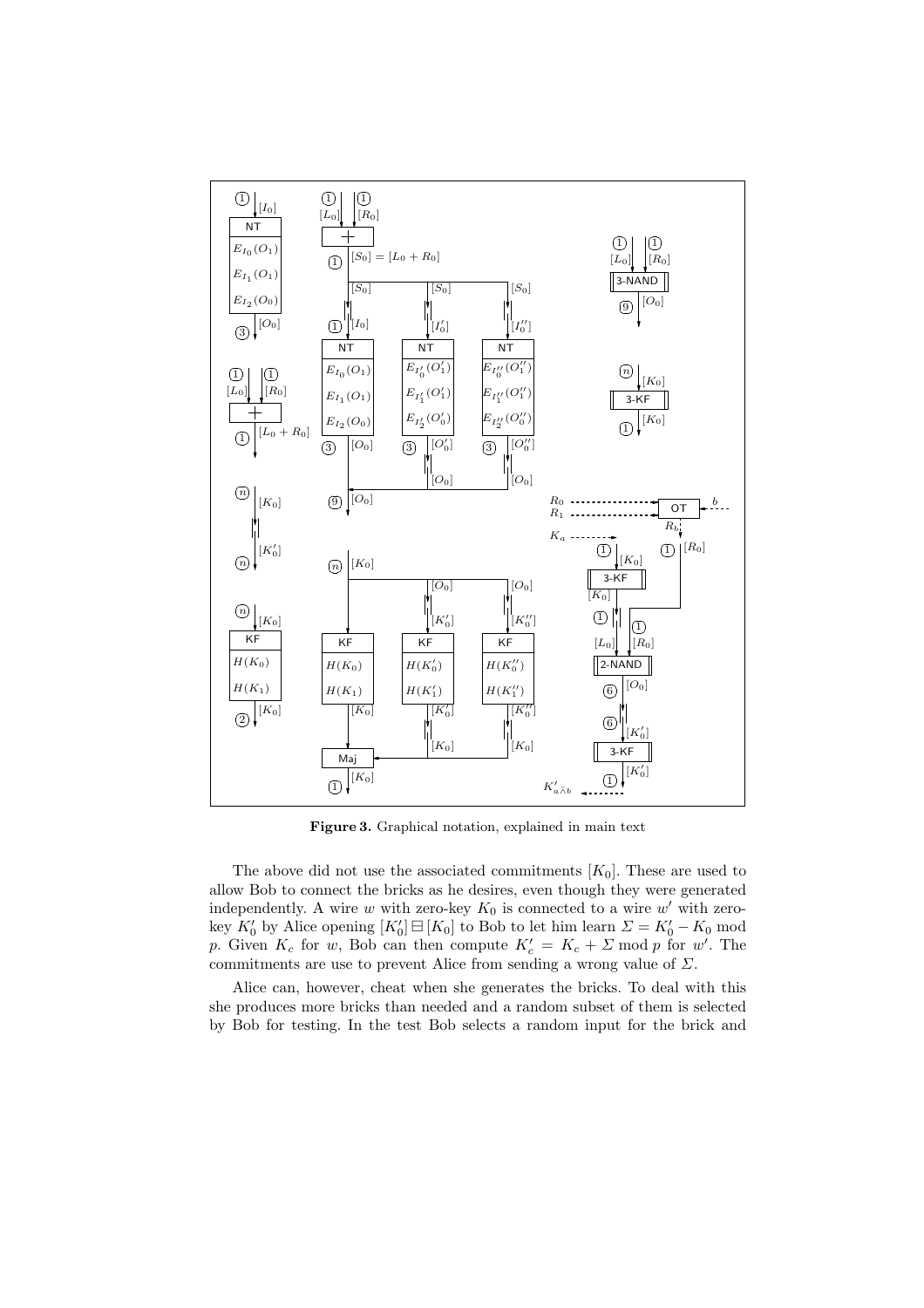**Figure 3.** Graphical notation, explained in main text

The above did not use the associated commitments $[K_0]$. These are used to allow Bob to connect the bricks as he desires, even though they were generated independently. A wire $w$ with zero-key $K_0$ is connected to a wire $w'$ with zero-key $K_0'$ by Alice opening $[K_0'] \boxminus [K_0]$ to Bob to let him learn $\Sigma = K_0' - K_0 \bmod p$. Given $K_c$ for $w$, Bob can then compute $K_c' = K_c + \Sigma \bmod p$ for $w'$. The commitments are use to prevent Alice from sending a wrong value of $\Sigma$.

Alice can, however, cheat when she generates the bricks. To deal with this she produces more bricks than needed and a random subset of them is selected by Bob for testing. In the test Bob selects a random input for the brick and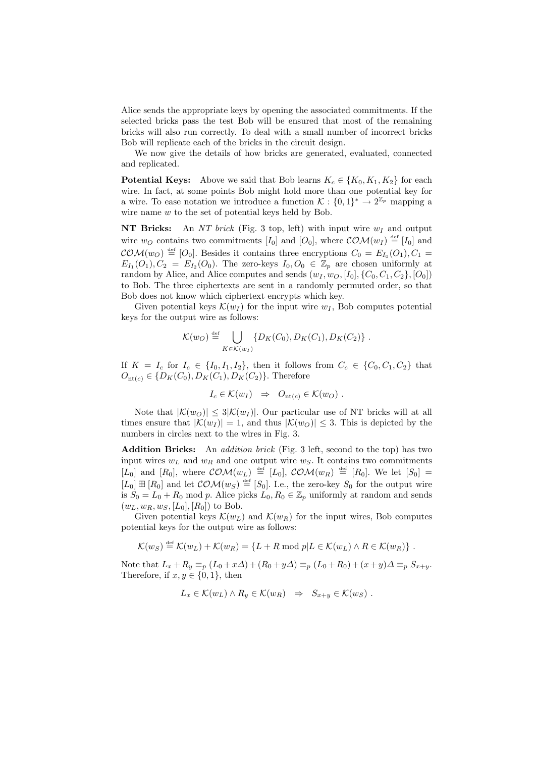Alice sends the appropriate keys by opening the associated commitments. If the selected bricks pass the test Bob will be ensured that most of the remaining bricks will also run correctly. To deal with a small number of incorrect bricks Bob will replicate each of the bricks in the circuit design.

We now give the details of how bricks are generated, evaluated, connected and replicated.

**Potential Keys:** Above we said that Bob learns $K_c \in \{K_0, K_1, K_2\}$ for each wire. In fact, at some points Bob might hold more than one potential key for a wire. To ease notation we introduce a function $\mathcal{K} : \{0,1\}^* \to 2^{\mathbb{Z}_p}$ mapping a wire name $w$ to the set of potential keys held by Bob.

**NT Bricks:** An *NT brick* (Fig. 3 top, left) with input wire $w_I$ and output wire $w_O$ contains two commitments $[I_0]$ and $[O_0]$, where $\mathcal{COM}(w_I) \stackrel{\text{def}}{=} [I_0]$ and $\mathcal{COM}(w_O) \stackrel{\text{def}}{=} [O_0]$. Besides it contains three encryptions $C_0 = E_{I_0}(O_1), C_1 = E_{I_1}(O_1), C_2 = E_{I_2}(O_0)$. The zero-keys $I_0, O_0 \in \mathbb{Z}_p$ are chosen uniformly at random by Alice, and Alice computes and sends $(w_I, w_O, [I_0], \{C_0, C_1, C_2\}, [O_0])$ to Bob. The three ciphertexts are sent in a randomly permuted order, so that Bob does not know which ciphertext encrypts which key.

Given potential keys $\mathcal{K}(w_I)$ for the input wire $w_I$, Bob computes potential keys for the output wire as follows:

$$\mathcal{K}(w_O) \stackrel{\text{def}}{=} \bigcup_{K \in \mathcal{K}(w_I)} \{D_K(C_0), D_K(C_1), D_K(C_2)\} \; .$$

If $K = I_c$ for $I_c \in \{I_0, I_1, I_2\}$, then it follows from $C_c \in \{C_0, C_1, C_2\}$ that $O_{\text{nt}(c)} \in \{D_K(C_0), D_K(C_1), D_K(C_2)\}$. Therefore

$$I_c \in \mathcal{K}(w_I) \quad \Rightarrow \quad O_{\text{nt}(c)} \in \mathcal{K}(w_O) \; .$$

Note that $|\mathcal{K}(w_O)| \leq 3|\mathcal{K}(w_I)|$. Our particular use of NT bricks will at all times ensure that $|\mathcal{K}(w_I)| = 1$, and thus $|\mathcal{K}(w_O)| \leq 3$. This is depicted by the numbers in circles next to the wires in Fig. 3.

**Addition Bricks:** An *addition brick* (Fig. 3 left, second to the top) has two input wires $w_L$ and $w_R$ and one output wire $w_S$. It contains two commitments $[L_0]$ and $[R_0]$, where $\mathcal{COM}(w_L) \stackrel{\text{def}}{=} [L_0]$, $\mathcal{COM}(w_R) \stackrel{\text{def}}{=} [R_0]$. We let $[S_0] = [L_0] \boxplus [R_0]$ and let $\mathcal{COM}(w_S) \stackrel{\text{def}}{=} [S_0]$. I.e., the zero-key $S_0$ for the output wire is $S_0 = L_0 + R_0 \bmod p$. Alice picks $L_0, R_0 \in \mathbb{Z}_p$ uniformly at random and sends $(w_L, w_R, w_S, [L_0], [R_0])$ to Bob.

Given potential keys $\mathcal{K}(w_L)$ and $\mathcal{K}(w_R)$ for the input wires, Bob computes potential keys for the output wire as follows:

$$\mathcal{K}(w_S) \stackrel{\text{def}}{=} \mathcal{K}(w_L) + \mathcal{K}(w_R) = \{L + R \bmod p | L \in \mathcal{K}(w_L) \wedge R \in \mathcal{K}(w_R)\} \; .$$

Note that $L_x + R_y \equiv_p (L_0 + x\Delta) + (R_0 + y\Delta) \equiv_p (L_0 + R_0) + (x+y)\Delta \equiv_p S_{x+y}$. Therefore, if $x, y \in \{0, 1\}$, then

$$L_x \in \mathcal{K}(w_L) \wedge R_y \in \mathcal{K}(w_R) \quad \Rightarrow \quad S_{x+y} \in \mathcal{K}(w_S) \; .$$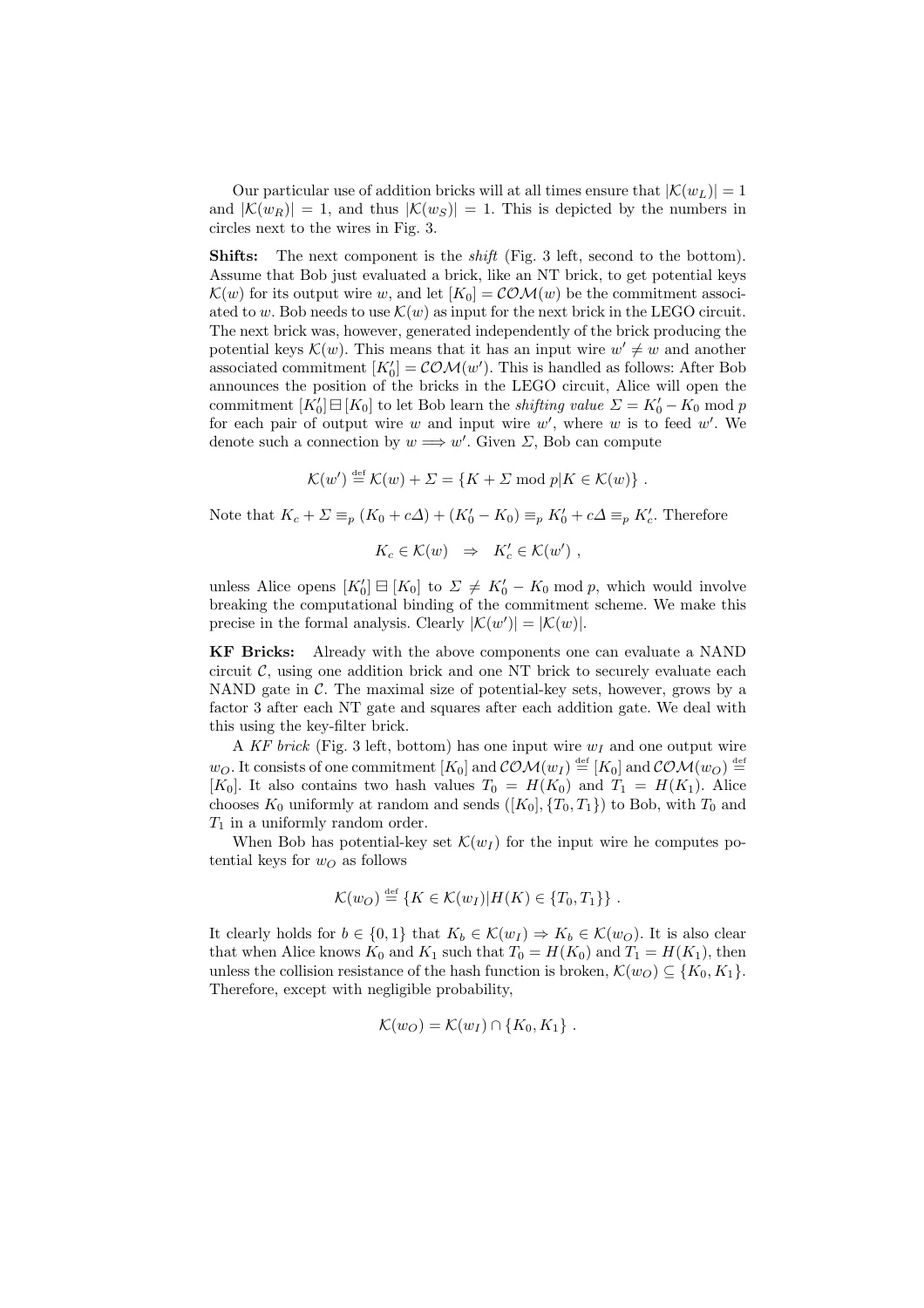Our particular use of addition bricks will at all times ensure that $|\mathcal{K}(w_L)| = 1$ and $|\mathcal{K}(w_R)| = 1$, and thus $|\mathcal{K}(w_S)| = 1$. This is depicted by the numbers in circles next to the wires in Fig. 3.

**Shifts:** The next component is the *shift* (Fig. 3 left, second to the bottom). Assume that Bob just evaluated a brick, like an NT brick, to get potential keys $\mathcal{K}(w)$ for its output wire $w$, and let $[K_0] = \mathcal{COM}(w)$ be the commitment associated to $w$. Bob needs to use $\mathcal{K}(w)$ as input for the next brick in the LEGO circuit. The next brick was, however, generated independently of the brick producing the potential keys $\mathcal{K}(w)$. This means that it has an input wire $w' \neq w$ and another associated commitment $[K'_0] = \mathcal{COM}(w')$. This is handled as follows: After Bob announces the position of the bricks in the LEGO circuit, Alice will open the commitment $[K'_0] \boxminus [K_0]$ to let Bob learn the *shifting value* $\Sigma = K'_0 - K_0 \bmod p$ for each pair of output wire $w$ and input wire $w'$, where $w$ is to feed $w'$. We denote such a connection by $w \Longrightarrow w'$. Given $\Sigma$, Bob can compute

$$\mathcal{K}(w') \stackrel{\text{def}}{=} \mathcal{K}(w) + \Sigma = \{K + \Sigma \bmod p | K \in \mathcal{K}(w)\} \ .$$

Note that $K_c + \Sigma \equiv_p (K_0 + c\Delta) + (K'_0 - K_0) \equiv_p K'_0 + c\Delta \equiv_p K'_c$. Therefore

$$K_c \in \mathcal{K}(w) \quad \Rightarrow \quad K'_c \in \mathcal{K}(w') \ ,$$

unless Alice opens $[K'_0] \boxminus [K_0]$ to $\Sigma \neq K'_0 - K_0 \bmod p$, which would involve breaking the computational binding of the commitment scheme. We make this precise in the formal analysis. Clearly $|\mathcal{K}(w')| = |\mathcal{K}(w)|$.

**KF Bricks:** Already with the above components one can evaluate a NAND circuit $\mathcal{C}$, using one addition brick and one NT brick to securely evaluate each NAND gate in $\mathcal{C}$. The maximal size of potential-key sets, however, grows by a factor 3 after each NT gate and squares after each addition gate. We deal with this using the key-filter brick.

A *KF brick* (Fig. 3 left, bottom) has one input wire $w_I$ and one output wire $w_O$. It consists of one commitment $[K_0]$ and $\mathcal{COM}(w_I) \stackrel{\text{def}}{=} [K_0]$ and $\mathcal{COM}(w_O) \stackrel{\text{def}}{=} [K_0]$. It also contains two hash values $T_0 = H(K_0)$ and $T_1 = H(K_1)$. Alice chooses $K_0$ uniformly at random and sends $([K_0], \{T_0, T_1\})$ to Bob, with $T_0$ and $T_1$ in a uniformly random order.

When Bob has potential-key set $\mathcal{K}(w_I)$ for the input wire he computes potential keys for $w_O$ as follows

$$\mathcal{K}(w_O) \stackrel{\text{def}}{=} \{K \in \mathcal{K}(w_I) | H(K) \in \{T_0, T_1\}\} \ .$$

It clearly holds for $b \in \{0, 1\}$ that $K_b \in \mathcal{K}(w_I) \Rightarrow K_b \in \mathcal{K}(w_O)$. It is also clear that when Alice knows $K_0$ and $K_1$ such that $T_0 = H(K_0)$ and $T_1 = H(K_1)$, then unless the collision resistance of the hash function is broken, $\mathcal{K}(w_O) \subseteq \{K_0, K_1\}$. Therefore, except with negligible probability,

$$\mathcal{K}(w_O) = \mathcal{K}(w_I) \cap \{K_0, K_1\} \ .$$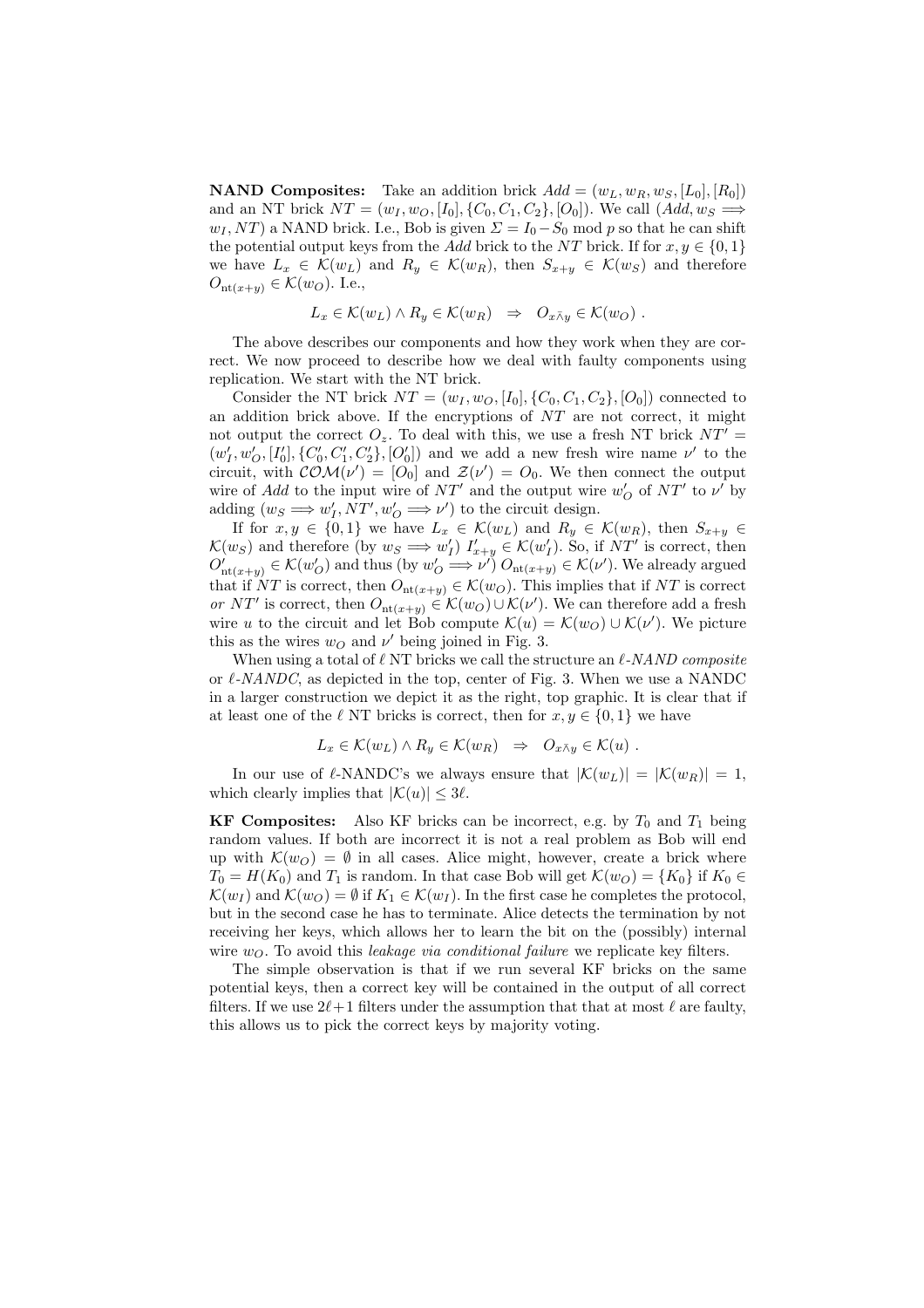**NAND Composites:** Take an addition brick $Add = (w_L, w_R, w_S, [L_0], [R_0])$ and an NT brick $NT = (w_I, w_O, [I_0], \{C_0, C_1, C_2\}, [O_0])$. We call $(Add, w_S \Longrightarrow w_I, NT)$ a NAND brick. I.e., Bob is given $\Sigma = I_0 - S_0 \bmod p$ so that he can shift the potential output keys from the *Add* brick to the *NT* brick. If for $x, y \in \{0,1\}$ we have $L_x \in \mathcal{K}(w_L)$ and $R_y \in \mathcal{K}(w_R)$, then $S_{x+y} \in \mathcal{K}(w_S)$ and therefore $O_{\mathrm{nt}(x+y)} \in \mathcal{K}(w_O)$. I.e.,

$$L_x \in \mathcal{K}(w_L) \wedge R_y \in \mathcal{K}(w_R) \quad \Rightarrow \quad O_{x \bar{\wedge} y} \in \mathcal{K}(w_O) \ .$$

The above describes our components and how they work when they are correct. We now proceed to describe how we deal with faulty components using replication. We start with the NT brick.

Consider the NT brick $NT = (w_I, w_O, [I_0], \{C_0, C_1, C_2\}, [O_0])$ connected to an addition brick above. If the encryptions of $NT$ are not correct, it might not output the correct $O_z$. To deal with this, we use a fresh NT brick $NT' = (w'_I, w'_O, [I'_0], \{C'_0, C'_1, C'_2\}, [O'_0])$ and we add a new fresh wire name $\nu'$ to the circuit, with $\mathcal{COM}(\nu') = [O_0]$ and $\mathcal{Z}(\nu') = O_0$. We then connect the output wire of *Add* to the input wire of $NT'$ and the output wire $w'_O$ of $NT'$ to $\nu'$ by adding $(w_S \Longrightarrow w'_I, NT', w'_O \Longrightarrow \nu')$ to the circuit design.

If for $x, y \in \{0,1\}$ we have $L_x \in \mathcal{K}(w_L)$ and $R_y \in \mathcal{K}(w_R)$, then $S_{x+y} \in \mathcal{K}(w_S)$ and therefore (by $w_S \Longrightarrow w'_I$) $I'_{x+y} \in \mathcal{K}(w'_I)$. So, if $NT'$ is correct, then $O'_{\mathrm{nt}(x+y)} \in \mathcal{K}(w'_O)$ and thus (by $w'_O \Longrightarrow \nu'$) $O_{\mathrm{nt}(x+y)} \in \mathcal{K}(\nu')$. We already argued that if $NT$ is correct, then $O_{\mathrm{nt}(x+y)} \in \mathcal{K}(w_O)$. This implies that if $NT$ is correct *or* $NT'$ is correct, then $O_{\mathrm{nt}(x+y)} \in \mathcal{K}(w_O) \cup \mathcal{K}(\nu')$. We can therefore add a fresh wire $u$ to the circuit and let Bob compute $\mathcal{K}(u) = \mathcal{K}(w_O) \cup \mathcal{K}(\nu')$. We picture this as the wires $w_O$ and $\nu'$ being joined in Fig. 3.

When using a total of $\ell$ NT bricks we call the structure an *$\ell$-NAND composite* or *$\ell$-NANDC*, as depicted in the top, center of Fig. 3. When we use a NANDC in a larger construction we depict it as the right, top graphic. It is clear that if at least one of the $\ell$ NT bricks is correct, then for $x, y \in \{0,1\}$ we have

$$L_x \in \mathcal{K}(w_L) \wedge R_y \in \mathcal{K}(w_R) \quad \Rightarrow \quad O_{x \bar{\wedge} y} \in \mathcal{K}(u) \ .$$

In our use of $\ell$-NANDC's we always ensure that $|\mathcal{K}(w_L)| = |\mathcal{K}(w_R)| = 1$, which clearly implies that $|\mathcal{K}(u)| \leq 3\ell$.

**KF Composites:** Also KF bricks can be incorrect, e.g. by $T_0$ and $T_1$ being random values. If both are incorrect it is not a real problem as Bob will end up with $\mathcal{K}(w_O) = \emptyset$ in all cases. Alice might, however, create a brick where $T_0 = H(K_0)$ and $T_1$ is random. In that case Bob will get $\mathcal{K}(w_O) = \{K_0\}$ if $K_0 \in \mathcal{K}(w_I)$ and $\mathcal{K}(w_O) = \emptyset$ if $K_1 \in \mathcal{K}(w_I)$. In the first case he completes the protocol, but in the second case he has to terminate. Alice detects the termination by not receiving her keys, which allows her to learn the bit on the (possibly) internal wire $w_O$. To avoid this *leakage via conditional failure* we replicate key filters.

The simple observation is that if we run several KF bricks on the same potential keys, then a correct key will be contained in the output of all correct filters. If we use $2\ell+1$ filters under the assumption that that at most $\ell$ are faulty, this allows us to pick the correct keys by majority voting.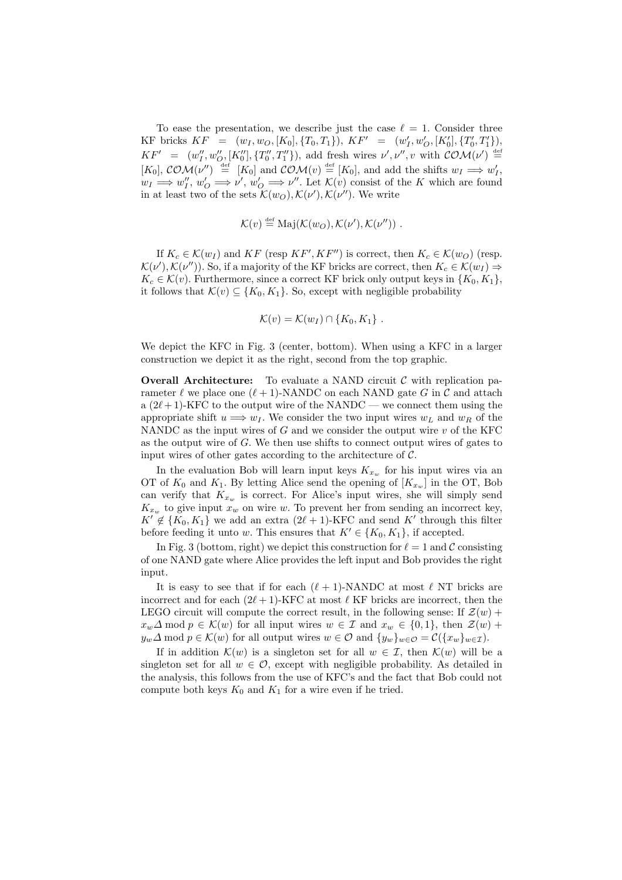To ease the presentation, we describe just the case $\ell = 1$. Consider three KF bricks $KF = (w_I, w_O, [K_0], \{T_0, T_1\})$, $KF' = (w_I', w_O', [K_0'], \{T_0', T_1'\})$, $KF' = (w_I'', w_O'', [K_0''], \{T_0'', T_1''\})$, add fresh wires $\nu', \nu'', v$ with $\mathcal{COM}(\nu') \stackrel{\text{def}}{=} [K_0]$, $\mathcal{COM}(\nu'') \stackrel{\text{def}}{=} [K_0]$ and $\mathcal{COM}(v) \stackrel{\text{def}}{=} [K_0]$, and add the shifts $w_I \Longrightarrow w_I'$, $w_I \Longrightarrow w_I''$, $w_O' \Longrightarrow \nu'$, $w_O' \Longrightarrow \nu''$. Let $\mathcal{K}(v)$ consist of the $K$ which are found in at least two of the sets $\mathcal{K}(w_O), \mathcal{K}(\nu'), \mathcal{K}(\nu'')$. We write

$$\mathcal{K}(v) \stackrel{\text{def}}{=} \text{Maj}(\mathcal{K}(w_O), \mathcal{K}(\nu'), \mathcal{K}(\nu'')) \ .$$

If $K_c \in \mathcal{K}(w_I)$ and $KF$ (resp $KF', KF''$) is correct, then $K_c \in \mathcal{K}(w_O)$ (resp. $\mathcal{K}(\nu'), \mathcal{K}(\nu'')$). So, if a majority of the KF bricks are correct, then $K_c \in \mathcal{K}(w_I) \Rightarrow K_c \in \mathcal{K}(v)$. Furthermore, since a correct KF brick only output keys in $\{K_0, K_1\}$, it follows that $\mathcal{K}(v) \subseteq \{K_0, K_1\}$. So, except with negligible probability

$$\mathcal{K}(v) = \mathcal{K}(w_I) \cap \{K_0, K_1\} \ .$$

We depict the KFC in Fig. 3 (center, bottom). When using a KFC in a larger construction we depict it as the right, second from the top graphic.

**Overall Architecture:** To evaluate a NAND circuit $\mathcal{C}$ with replication parameter $\ell$ we place one $(\ell+1)$-NANDC on each NAND gate $G$ in $\mathcal{C}$ and attach a $(2\ell+1)$-KFC to the output wire of the NANDC — we connect them using the appropriate shift $u \Longrightarrow w_I$. We consider the two input wires $w_L$ and $w_R$ of the NANDC as the input wires of $G$ and we consider the output wire $v$ of the KFC as the output wire of $G$. We then use shifts to connect output wires of gates to input wires of other gates according to the architecture of $\mathcal{C}$.

In the evaluation Bob will learn input keys $K_{x_w}$ for his input wires via an OT of $K_0$ and $K_1$. By letting Alice send the opening of $[K_{x_w}]$ in the OT, Bob can verify that $K_{x_w}$ is correct. For Alice's input wires, she will simply send $K_{x_w}$ to give input $x_w$ on wire $w$. To prevent her from sending an incorrect key, $K' \notin \{K_0, K_1\}$ we add an extra $(2\ell+1)$-KFC and send $K'$ through this filter before feeding it unto $w$. This ensures that $K' \in \{K_0, K_1\}$, if accepted.

In Fig. 3 (bottom, right) we depict this construction for $\ell = 1$ and $\mathcal{C}$ consisting of one NAND gate where Alice provides the left input and Bob provides the right input.

It is easy to see that if for each $(\ell+1)$-NANDC at most $\ell$ NT bricks are incorrect and for each $(2\ell+1)$-KFC at most $\ell$ KF bricks are incorrect, then the LEGO circuit will compute the correct result, in the following sense: If $\mathcal{Z}(w) + x_w \Delta \bmod p \in \mathcal{K}(w)$ for all input wires $w \in \mathcal{I}$ and $x_w \in \{0,1\}$, then $\mathcal{Z}(w) + y_w \Delta \bmod p \in \mathcal{K}(w)$ for all output wires $w \in \mathcal{O}$ and $\{y_w\}_{w \in \mathcal{O}} = \mathcal{C}(\{x_w\}_{w \in \mathcal{I}})$.

If in addition $\mathcal{K}(w)$ is a singleton set for all $w \in \mathcal{I}$, then $\mathcal{K}(w)$ will be a singleton set for all $w \in \mathcal{O}$, except with negligible probability. As detailed in the analysis, this follows from the use of KFC's and the fact that Bob could not compute both keys $K_0$ and $K_1$ for a wire even if he tried.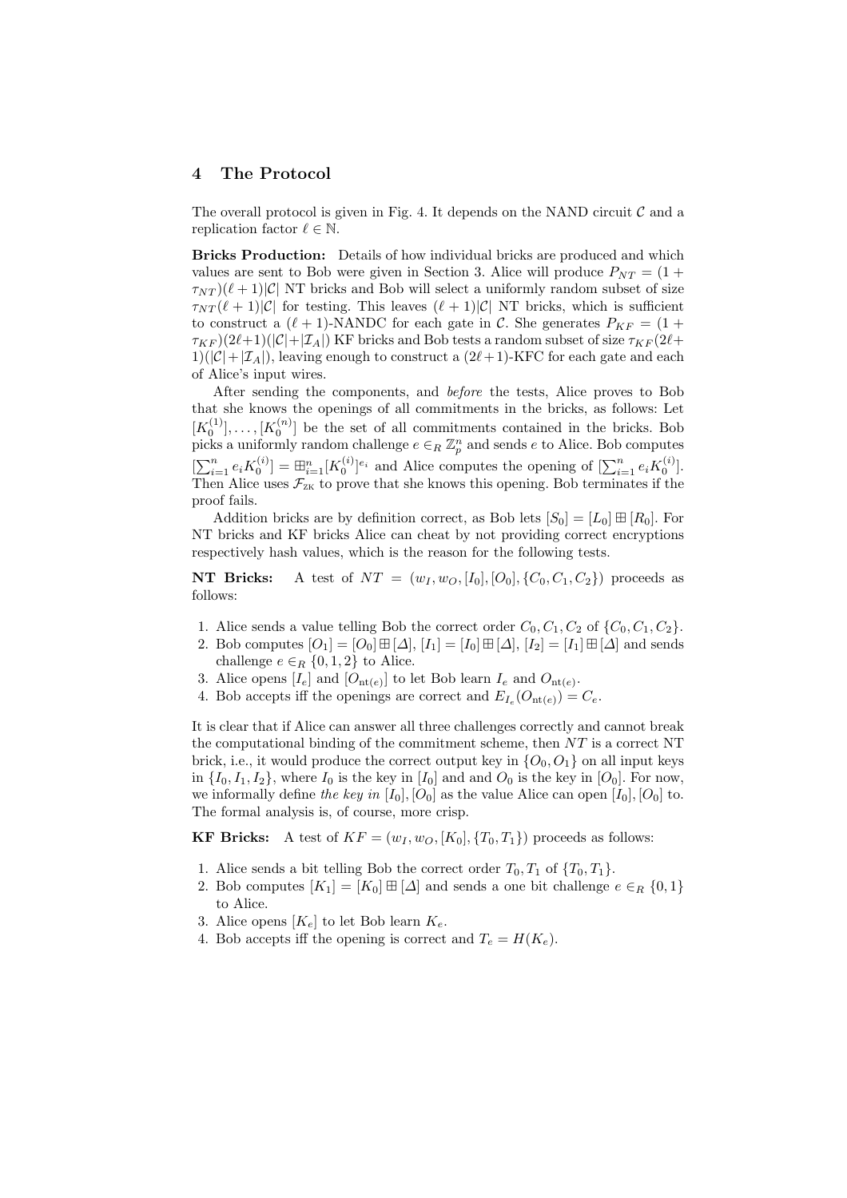## 4 The Protocol

The overall protocol is given in Fig. 4. It depends on the NAND circuit $\mathcal{C}$ and a replication factor $\ell \in \mathbb{N}$.

**Bricks Production:** Details of how individual bricks are produced and which values are sent to Bob were given in Section 3. Alice will produce $P_{NT} = (1 + \tau_{NT})(\ell + 1)|\mathcal{C}|$ NT bricks and Bob will select a uniformly random subset of size $\tau_{NT}(\ell + 1)|\mathcal{C}|$ for testing. This leaves $(\ell + 1)|\mathcal{C}|$ NT bricks, which is sufficient to construct a $(\ell + 1)$-NANDC for each gate in $\mathcal{C}$. She generates $P_{KF} = (1 + \tau_{KF})(2\ell+1)(|\mathcal{C}|+|\mathcal{I}_A|)$ KF bricks and Bob tests a random subset of size $\tau_{KF}(2\ell+1)(|\mathcal{C}|+|\mathcal{I}_A|)$, leaving enough to construct a $(2\ell+1)$-KFC for each gate and each of Alice's input wires.

After sending the components, and *before* the tests, Alice proves to Bob that she knows the openings of all commitments in the bricks, as follows: Let $[K_0^{(1)}], \ldots, [K_0^{(n)}]$ be the set of all commitments contained in the bricks. Bob picks a uniformly random challenge $e \in_R \mathbb{Z}_p^n$ and sends $e$ to Alice. Bob computes $[\sum_{i=1}^n e_i K_0^{(i)}] = \boxplus_{i=1}^n [K_0^{(i)}]^{e_i}$ and Alice computes the opening of $[\sum_{i=1}^n e_i K_0^{(i)}]$. Then Alice uses $\mathcal{F}_{\text{ZK}}$ to prove that she knows this opening. Bob terminates if the proof fails.

Addition bricks are by definition correct, as Bob lets $[S_0] = [L_0] \boxplus [R_0]$. For NT bricks and KF bricks Alice can cheat by not providing correct encryptions respectively hash values, which is the reason for the following tests.

**NT Bricks:** A test of $NT = (w_I, w_O, [I_0], [O_0], \{C_0, C_1, C_2\})$ proceeds as follows:

1. Alice sends a value telling Bob the correct order $C_0, C_1, C_2$ of $\{C_0, C_1, C_2\}$.
2. Bob computes $[O_1] = [O_0] \boxplus [\Delta]$, $[I_1] = [I_0] \boxplus [\Delta]$, $[I_2] = [I_1] \boxplus [\Delta]$ and sends challenge $e \in_R \{0, 1, 2\}$ to Alice.
3. Alice opens $[I_e]$ and $[O_{\text{nt}(e)}]$ to let Bob learn $I_e$ and $O_{\text{nt}(e)}$.
4. Bob accepts iff the openings are correct and $E_{I_e}(O_{\text{nt}(e)}) = C_e$.

It is clear that if Alice can answer all three challenges correctly and cannot break the computational binding of the commitment scheme, then $NT$ is a correct NT brick, i.e., it would produce the correct output key in $\{O_0, O_1\}$ on all input keys in $\{I_0, I_1, I_2\}$, where $I_0$ is the key in $[I_0]$ and and $O_0$ is the key in $[O_0]$. For now, we informally define *the key in* $[I_0], [O_0]$ as the value Alice can open $[I_0], [O_0]$ to. The formal analysis is, of course, more crisp.

**KF Bricks:** A test of $KF = (w_I, w_O, [K_0], \{T_0, T_1\})$ proceeds as follows:

1. Alice sends a bit telling Bob the correct order $T_0, T_1$ of $\{T_0, T_1\}$.
2. Bob computes $[K_1] = [K_0] \boxplus [\Delta]$ and sends a one bit challenge $e \in_R \{0, 1\}$ to Alice.
3. Alice opens $[K_e]$ to let Bob learn $K_e$.
4. Bob accepts iff the opening is correct and $T_e = H(K_e)$.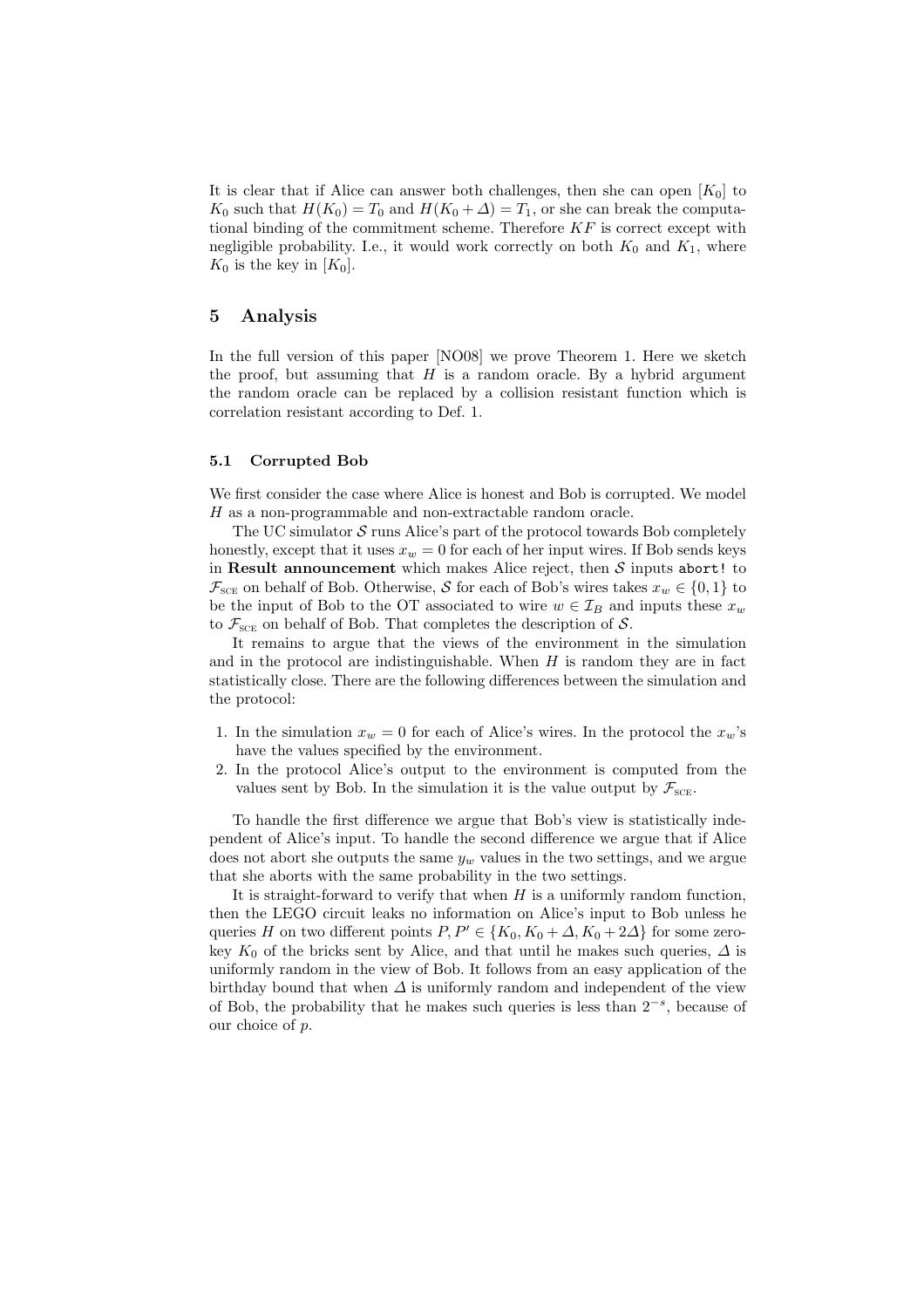It is clear that if Alice can answer both challenges, then she can open $[K_0]$ to $K_0$ such that $H(K_0) = T_0$ and $H(K_0 + \Delta) = T_1$, or she can break the computational binding of the commitment scheme. Therefore $KF$ is correct except with negligible probability. I.e., it would work correctly on both $K_0$ and $K_1$, where $K_0$ is the key in $[K_0]$.

## 5 Analysis

In the full version of this paper [NO08] we prove Theorem 1. Here we sketch the proof, but assuming that $H$ is a random oracle. By a hybrid argument the random oracle can be replaced by a collision resistant function which is correlation resistant according to Def. 1.

### 5.1 Corrupted Bob

We first consider the case where Alice is honest and Bob is corrupted. We model $H$ as a non-programmable and non-extractable random oracle.

The UC simulator $\mathcal{S}$ runs Alice's part of the protocol towards Bob completely honestly, except that it uses $x_w = 0$ for each of her input wires. If Bob sends keys in **Result announcement** which makes Alice reject, then $\mathcal{S}$ inputs `abort!` to $\mathcal{F}_{\text{SCE}}$ on behalf of Bob. Otherwise, $\mathcal{S}$ for each of Bob's wires takes $x_w \in \{0, 1\}$ to be the input of Bob to the OT associated to wire $w \in \mathcal{I}_B$ and inputs these $x_w$ to $\mathcal{F}_{\text{SCE}}$ on behalf of Bob. That completes the description of $\mathcal{S}$.

It remains to argue that the views of the environment in the simulation and in the protocol are indistinguishable. When $H$ is random they are in fact statistically close. There are the following differences between the simulation and the protocol:

1. In the simulation $x_w = 0$ for each of Alice's wires. In the protocol the $x_w$'s have the values specified by the environment.
2. In the protocol Alice's output to the environment is computed from the values sent by Bob. In the simulation it is the value output by $\mathcal{F}_{\text{SCE}}$.

To handle the first difference we argue that Bob's view is statistically independent of Alice's input. To handle the second difference we argue that if Alice does not abort she outputs the same $y_w$ values in the two settings, and we argue that she aborts with the same probability in the two settings.

It is straight-forward to verify that when $H$ is a uniformly random function, then the LEGO circuit leaks no information on Alice's input to Bob unless he queries $H$ on two different points $P, P' \in \{K_0, K_0 + \Delta, K_0 + 2\Delta\}$ for some zero-key $K_0$ of the bricks sent by Alice, and that until he makes such queries, $\Delta$ is uniformly random in the view of Bob. It follows from an easy application of the birthday bound that when $\Delta$ is uniformly random and independent of the view of Bob, the probability that he makes such queries is less than $2^{-s}$, because of our choice of $p$.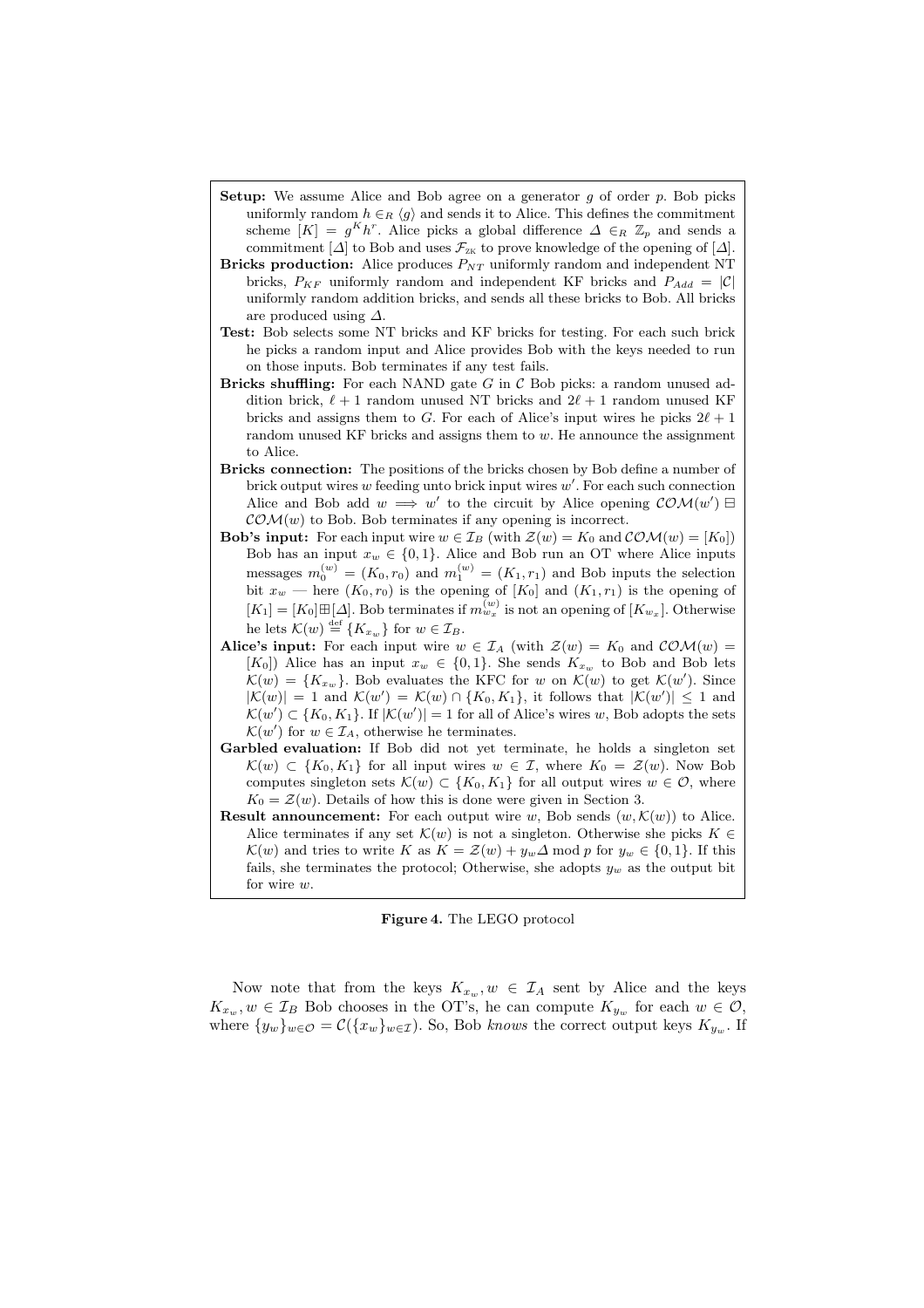**Setup:** We assume Alice and Bob agree on a generator $g$ of order $p$. Bob picks uniformly random $h \in_R \langle g \rangle$ and sends it to Alice. This defines the commitment scheme $[K] = g^K h^r$. Alice picks a global difference $\Delta \in_R \mathbb{Z}_p$ and sends a commitment $[\Delta]$ to Bob and uses $\mathcal{F}_{\text{ZK}}$ to prove knowledge of the opening of $[\Delta]$.

**Bricks production:** Alice produces $P_{NT}$ uniformly random and independent NT bricks, $P_{KF}$ uniformly random and independent KF bricks and $P_{Add} = |\mathcal{C}|$ uniformly random addition bricks, and sends all these bricks to Bob. All bricks are produced using $\Delta$.

**Test:** Bob selects some NT bricks and KF bricks for testing. For each such brick he picks a random input and Alice provides Bob with the keys needed to run on those inputs. Bob terminates if any test fails.

**Bricks shuffling:** For each NAND gate $G$ in $\mathcal{C}$ Bob picks: a random unused addition brick, $\ell + 1$ random unused NT bricks and $2\ell + 1$ random unused KF bricks and assigns them to $G$. For each of Alice's input wires he picks $2\ell + 1$ random unused KF bricks and assigns them to $w$. He announce the assignment to Alice.

**Bricks connection:** The positions of the bricks chosen by Bob define a number of brick output wires $w$ feeding unto brick input wires $w'$. For each such connection Alice and Bob add $w \implies w'$ to the circuit by Alice opening $\mathcal{COM}(w') \boxminus \mathcal{COM}(w)$ to Bob. Bob terminates if any opening is incorrect.

**Bob's input:** For each input wire $w \in \mathcal{I}_B$ (with $\mathcal{Z}(w) = K_0$ and $\mathcal{COM}(w) = [K_0]$) Bob has an input $x_w \in \{0,1\}$. Alice and Bob run an OT where Alice inputs messages $m_0^{(w)} = (K_0, r_0)$ and $m_1^{(w)} = (K_1, r_1)$ and Bob inputs the selection bit $x_w$ — here $(K_0, r_0)$ is the opening of $[K_0]$ and $(K_1, r_1)$ is the opening of $[K_1] = [K_0] \boxplus [\Delta]$. Bob terminates if $m_{w_x}^{(w)}$ is not an opening of $[K_{w_x}]$. Otherwise he lets $\mathcal{K}(w) \stackrel{\text{def}}{=} \{K_{x_w}\}$ for $w \in \mathcal{I}_B$.

**Alice's input:** For each input wire $w \in \mathcal{I}_A$ (with $\mathcal{Z}(w) = K_0$ and $\mathcal{COM}(w) = [K_0]$) Alice has an input $x_w \in \{0,1\}$. She sends $K_{x_w}$ to Bob and Bob lets $\mathcal{K}(w) = \{K_{x_w}\}$. Bob evaluates the KFC for $w$ on $\mathcal{K}(w)$ to get $\mathcal{K}(w')$. Since $|\mathcal{K}(w)| = 1$ and $\mathcal{K}(w') = \mathcal{K}(w) \cap \{K_0, K_1\}$, it follows that $|\mathcal{K}(w')| \leq 1$ and $\mathcal{K}(w') \subset \{K_0, K_1\}$. If $|\mathcal{K}(w')| = 1$ for all of Alice's wires $w$, Bob adopts the sets $\mathcal{K}(w')$ for $w \in \mathcal{I}_A$, otherwise he terminates.

**Garbled evaluation:** If Bob did not yet terminate, he holds a singleton set $\mathcal{K}(w) \subset \{K_0, K_1\}$ for all input wires $w \in \mathcal{I}$, where $K_0 = \mathcal{Z}(w)$. Now Bob computes singleton sets $\mathcal{K}(w) \subset \{K_0, K_1\}$ for all output wires $w \in \mathcal{O}$, where $K_0 = \mathcal{Z}(w)$. Details of how this is done were given in Section 3.

**Result announcement:** For each output wire $w$, Bob sends $(w, \mathcal{K}(w))$ to Alice. Alice terminates if any set $\mathcal{K}(w)$ is not a singleton. Otherwise she picks $K \in \mathcal{K}(w)$ and tries to write $K$ as $K = \mathcal{Z}(w) + y_w \Delta \bmod p$ for $y_w \in \{0,1\}$. If this fails, she terminates the protocol; Otherwise, she adopts $y_w$ as the output bit for wire $w$.

**Figure 4.** The LEGO protocol

Now note that from the keys $K_{x_w}, w \in \mathcal{I}_A$ sent by Alice and the keys $K_{x_w}, w \in \mathcal{I}_B$ Bob chooses in the OT's, he can compute $K_{y_w}$ for each $w \in \mathcal{O}$, where $\{y_w\}_{w \in \mathcal{O}} = \mathcal{C}(\{x_w\}_{w \in \mathcal{I}})$. So, Bob *knows* the correct output keys $K_{y_w}$. If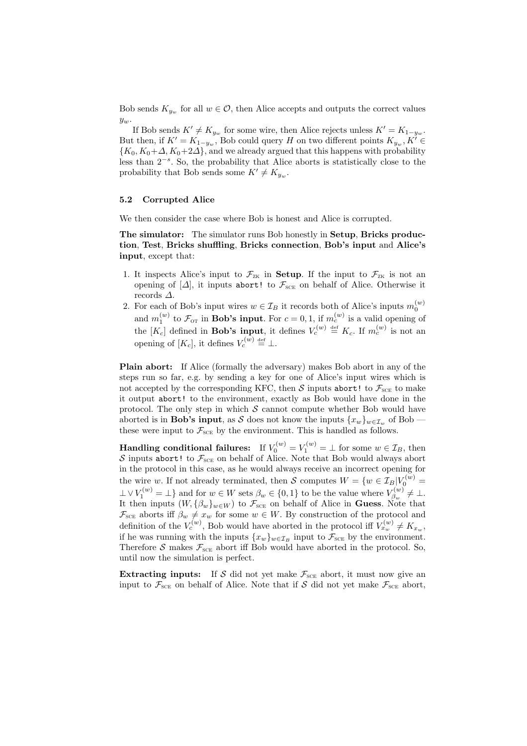Bob sends $K_{y_w}$ for all $w \in \mathcal{O}$, then Alice accepts and outputs the correct values $y_w$.

If Bob sends $K' \neq K_{y_w}$ for some wire, then Alice rejects unless $K' = K_{1-y_w}$. But then, if $K' = K_{1-y_w}$, Bob could query $H$ on two different points $K_{y_w}, K' \in \{K_0, K_0+\Delta, K_0+2\Delta\}$, and we already argued that this happens with probability less than $2^{-s}$. So, the probability that Alice aborts is statistically close to the probability that Bob sends some $K' \neq K_{y_w}$.

### 5.2 Corrupted Alice

We then consider the case where Bob is honest and Alice is corrupted.

**The simulator:** The simulator runs Bob honestly in **Setup**, **Bricks production**, **Test**, **Bricks shuffling**, **Bricks connection**, **Bob's input** and **Alice's input**, except that:

1. It inspects Alice's input to $\mathcal{F}_{\text{ZK}}$ in **Setup**. If the input to $\mathcal{F}_{\text{ZK}}$ is not an opening of $[\Delta]$, it inputs `abort!` to $\mathcal{F}_{\text{SCE}}$ on behalf of Alice. Otherwise it records $\Delta$.
2. For each of Bob's input wires $w \in \mathcal{I}_B$ it records both of Alice's inputs $m_0^{(w)}$ and $m_1^{(w)}$ to $\mathcal{F}_{\text{OT}}$ in **Bob's input**. For $c = 0, 1$, if $m_c^{(w)}$ is a valid opening of the $[K_c]$ defined in **Bob's input**, it defines $V_c^{(w)} \stackrel{\text{def}}{=} K_c$. If $m_c^{(w)}$ is not an opening of $[K_c]$, it defines $V_c^{(w)} \stackrel{\text{def}}{=} \perp$.

**Plain abort:** If Alice (formally the adversary) makes Bob abort in any of the steps run so far, e.g. by sending a key for one of Alice's input wires which is not accepted by the corresponding KFC, then $\mathcal{S}$ inputs `abort!` to $\mathcal{F}_{\text{SCE}}$ to make it output `abort!` to the environment, exactly as Bob would have done in the protocol. The only step in which $\mathcal{S}$ cannot compute whether Bob would have aborted is in **Bob's input**, as $\mathcal{S}$ does not know the inputs $\{x_w\}_{w \in \mathcal{I}_w}$ of Bob — these were input to $\mathcal{F}_{\text{SCE}}$ by the environment. This is handled as follows.

**Handling conditional failures:** If $V_0^{(w)} = V_1^{(w)} = \perp$ for some $w \in \mathcal{I}_B$, then $\mathcal{S}$ inputs `abort!` to $\mathcal{F}_{\text{SCE}}$ on behalf of Alice. Note that Bob would always abort in the protocol in this case, as he would always receive an incorrect opening for the wire $w$. If not already terminated, then $\mathcal{S}$ computes $W = \{w \in \mathcal{I}_B | V_0^{(w)} = \perp \vee V_1^{(w)} = \perp\}$ and for $w \in W$ sets $\beta_w \in \{0, 1\}$ to be the value where $V_{\beta_w}^{(w)} \neq \perp$. It then inputs $(W, \{\beta_w\}_{w \in W})$ to $\mathcal{F}_{\text{SCE}}$ on behalf of Alice in **Guess**. Note that $\mathcal{F}_{\text{SCE}}$ aborts iff $\beta_w \neq x_w$ for some $w \in W$. By construction of the protocol and definition of the $V_c^{(w)}$, Bob would have aborted in the protocol iff $V_{x_w}^{(w)} \neq K_{x_w}$, if he was running with the inputs $\{x_w\}_{w \in \mathcal{I}_B}$ input to $\mathcal{F}_{\text{SCE}}$ by the environment. Therefore $\mathcal{S}$ makes $\mathcal{F}_{\text{SCE}}$ abort iff Bob would have aborted in the protocol. So, until now the simulation is perfect.

**Extracting inputs:** If $\mathcal{S}$ did not yet make $\mathcal{F}_{\text{SCE}}$ abort, it must now give an input to $\mathcal{F}_{\text{SCE}}$ on behalf of Alice. Note that if $\mathcal{S}$ did not yet make $\mathcal{F}_{\text{SCE}}$ abort,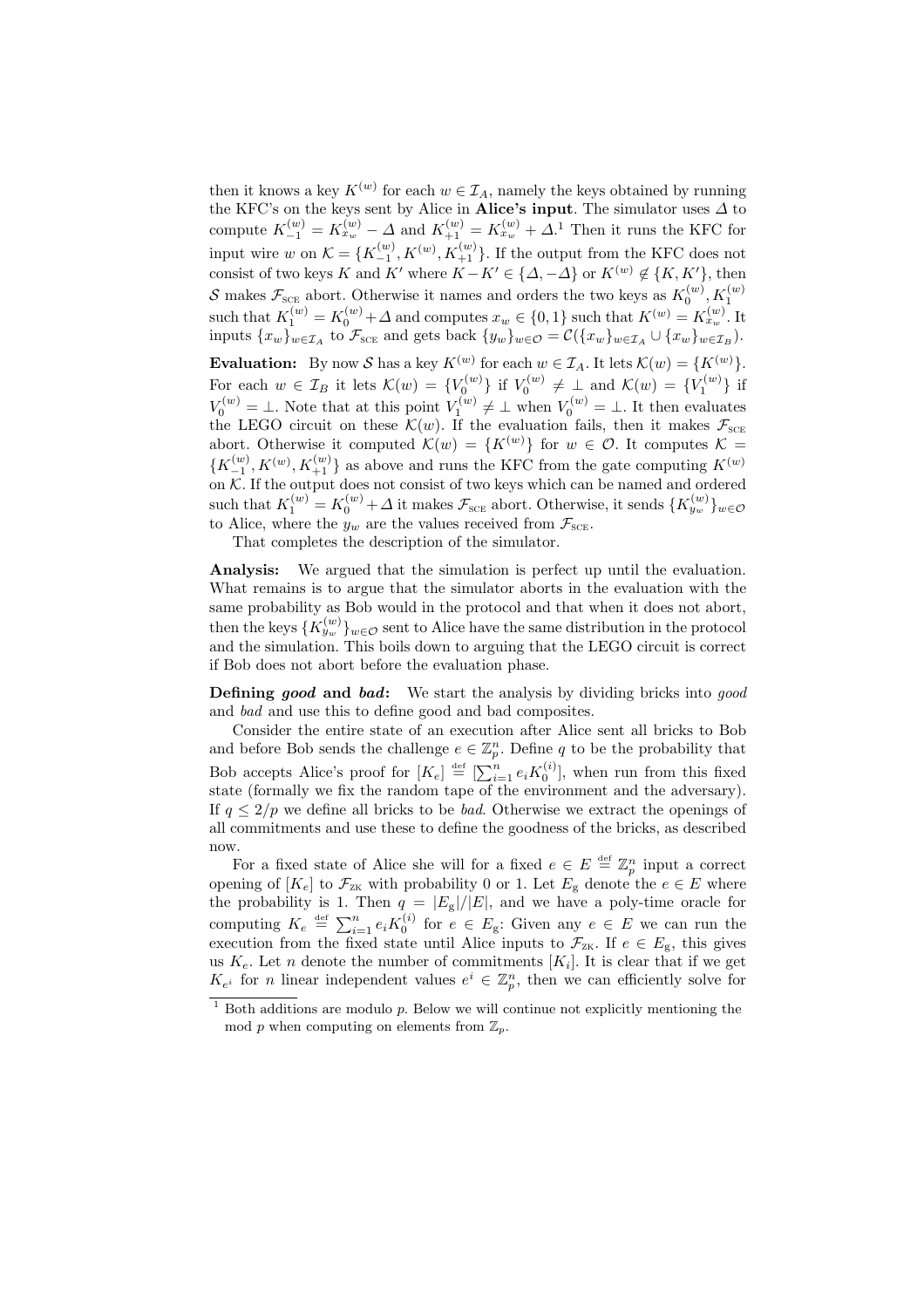then it knows a key $K^{(w)}$ for each $w \in \mathcal{I}_A$, namely the keys obtained by running the KFC's on the keys sent by Alice in **Alice's input**. The simulator uses $\Delta$ to compute $K^{(w)}_{-1} = K^{(w)}_{x_w} - \Delta$ and $K^{(w)}_{+1} = K^{(w)}_{x_w} + \Delta$.[1] Then it runs the KFC for input wire $w$ on $\mathcal{K} = \{K^{(w)}_{-1}, K^{(w)}, K^{(w)}_{+1}\}$. If the output from the KFC does not consist of two keys $K$ and $K'$ where $K - K' \in \{\Delta, -\Delta\}$ or $K^{(w)} \notin \{K, K'\}$, then $\mathcal{S}$ makes $\mathcal{F}_{\text{SCE}}$ abort. Otherwise it names and orders the two keys as $K^{(w)}_0, K^{(w)}_1$ such that $K^{(w)}_1 = K^{(w)}_0 + \Delta$ and computes $x_w \in \{0,1\}$ such that $K^{(w)} = K^{(w)}_{x_w}$. It inputs $\{x_w\}_{w \in \mathcal{I}_A}$ to $\mathcal{F}_{\text{SCE}}$ and gets back $\{y_w\}_{w \in \mathcal{O}} = \mathcal{C}(\{x_w\}_{w \in \mathcal{I}_A} \cup \{x_w\}_{w \in \mathcal{I}_B})$.

**Evaluation:** By now $\mathcal{S}$ has a key $K^{(w)}$ for each $w \in \mathcal{I}_A$. It lets $\mathcal{K}(w) = \{K^{(w)}\}$. For each $w \in \mathcal{I}_B$ it lets $\mathcal{K}(w) = \{V^{(w)}_0\}$ if $V^{(w)}_0 \neq \perp$ and $\mathcal{K}(w) = \{V^{(w)}_1\}$ if $V^{(w)}_0 = \perp$. Note that at this point $V^{(w)}_1 \neq \perp$ when $V^{(w)}_0 = \perp$. It then evaluates the LEGO circuit on these $\mathcal{K}(w)$. If the evaluation fails, then it makes $\mathcal{F}_{\text{SCE}}$ abort. Otherwise it computed $\mathcal{K}(w) = \{K^{(w)}\}$ for $w \in \mathcal{O}$. It computes $\mathcal{K} = \{K^{(w)}_{-1}, K^{(w)}, K^{(w)}_{+1}\}$ as above and runs the KFC from the gate computing $K^{(w)}$ on $\mathcal{K}$. If the output does not consist of two keys which can be named and ordered such that $K^{(w)}_1 = K^{(w)}_0 + \Delta$ it makes $\mathcal{F}_{\text{SCE}}$ abort. Otherwise, it sends $\{K^{(w)}_{y_w}\}_{w \in \mathcal{O}}$ to Alice, where the $y_w$ are the values received from $\mathcal{F}_{\text{SCE}}$.

That completes the description of the simulator.

**Analysis:** We argued that the simulation is perfect up until the evaluation. What remains is to argue that the simulator aborts in the evaluation with the same probability as Bob would in the protocol and that when it does not abort, then the keys $\{K^{(w)}_{y_w}\}_{w \in \mathcal{O}}$ sent to Alice have the same distribution in the protocol and the simulation. This boils down to arguing that the LEGO circuit is correct if Bob does not abort before the evaluation phase.

**Defining *good* and *bad*:** We start the analysis by dividing bricks into *good* and *bad* and use this to define good and bad composites.

Consider the entire state of an execution after Alice sent all bricks to Bob and before Bob sends the challenge $e \in \mathbb{Z}_p^n$. Define $q$ to be the probability that Bob accepts Alice's proof for $[K_e] \stackrel{\text{def}}{=} [\sum_{i=1}^n e_i K^{(i)}_0]$, when run from this fixed state (formally we fix the random tape of the environment and the adversary). If $q \leq 2/p$ we define all bricks to be *bad*. Otherwise we extract the openings of all commitments and use these to define the goodness of the bricks, as described now.

For a fixed state of Alice she will for a fixed $e \in E \stackrel{\text{def}}{=} \mathbb{Z}_p^n$ input a correct opening of $[K_e]$ to $\mathcal{F}_{\text{ZK}}$ with probability 0 or 1. Let $E_{\text{g}}$ denote the $e \in E$ where the probability is 1. Then $q = |E_{\text{g}}|/|E|$, and we have a poly-time oracle for computing $K_e \stackrel{\text{def}}{=} \sum_{i=1}^n e_i K^{(i)}_0$ for $e \in E_{\text{g}}$: Given any $e \in E$ we can run the execution from the fixed state until Alice inputs to $\mathcal{F}_{\text{ZK}}$. If $e \in E_{\text{g}}$, this gives us $K_e$. Let $n$ denote the number of commitments $[K_i]$. It is clear that if we get $K_{e^i}$ for $n$ linear independent values $e^i \in \mathbb{Z}_p^n$, then we can efficiently solve for

[1] Both additions are modulo $p$. Below we will continue not explicitly mentioning the mod $p$ when computing on elements from $\mathbb{Z}_p$.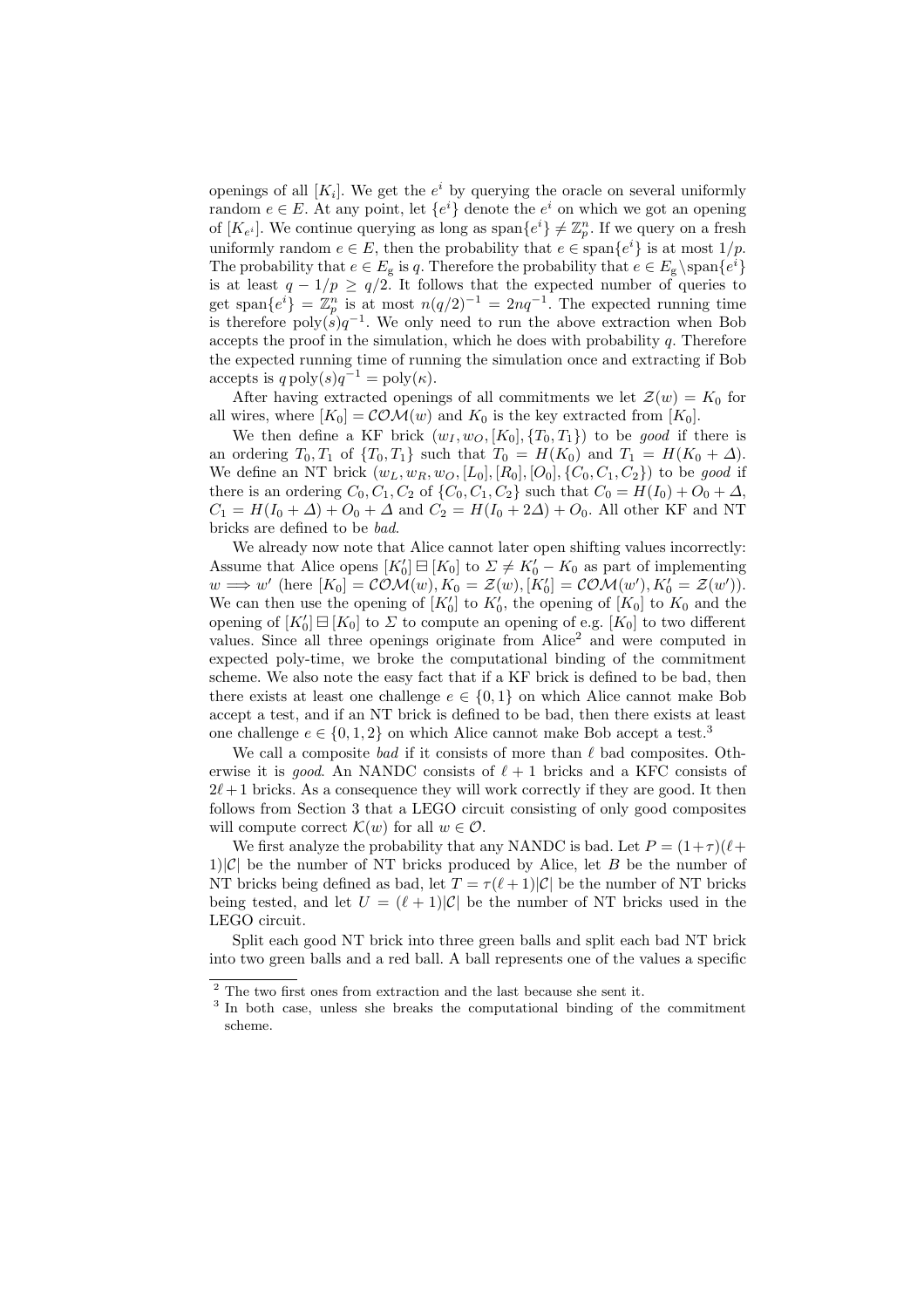openings of all $[K_i]$. We get the $e^i$ by querying the oracle on several uniformly random $e \in E$. At any point, let $\{e^i\}$ denote the $e^i$ on which we got an opening of $[K_{e^i}]$. We continue querying as long as $\text{span}\{e^i\} \neq \mathbb{Z}_p^n$. If we query on a fresh uniformly random $e \in E$, then the probability that $e \in \text{span}\{e^i\}$ is at most $1/p$. The probability that $e \in E_{\text{g}}$ is $q$. Therefore the probability that $e \in E_{\text{g}} \setminus \text{span}\{e^i\}$ is at least $q - 1/p \geq q/2$. It follows that the expected number of queries to get $\text{span}\{e^i\} = \mathbb{Z}_p^n$ is at most $n(q/2)^{-1} = 2nq^{-1}$. The expected running time is therefore $\text{poly}(s)q^{-1}$. We only need to run the above extraction when Bob accepts the proof in the simulation, which he does with probability $q$. Therefore the expected running time of running the simulation once and extracting if Bob accepts is $q\,\text{poly}(s)q^{-1} = \text{poly}(\kappa)$.

After having extracted openings of all commitments we let $\mathcal{Z}(w) = K_0$ for all wires, where $[K_0] = \mathcal{COM}(w)$ and $K_0$ is the key extracted from $[K_0]$.

We then define a KF brick $(w_I, w_O, [K_0], \{T_0, T_1\})$ to be *good* if there is an ordering $T_0, T_1$ of $\{T_0, T_1\}$ such that $T_0 = H(K_0)$ and $T_1 = H(K_0 + \Delta)$. We define an NT brick $(w_L, w_R, w_O, [L_0], [R_0], [O_0], \{C_0, C_1, C_2\})$ to be *good* if there is an ordering $C_0, C_1, C_2$ of $\{C_0, C_1, C_2\}$ such that $C_0 = H(I_0) + O_0 + \Delta$, $C_1 = H(I_0 + \Delta) + O_0 + \Delta$ and $C_2 = H(I_0 + 2\Delta) + O_0$. All other KF and NT bricks are defined to be *bad*.

We already now note that Alice cannot later open shifting values incorrectly: Assume that Alice opens $[K_0'] \boxminus [K_0]$ to $\Sigma \neq K_0' - K_0$ as part of implementing $w \Longrightarrow w'$ (here $[K_0] = \mathcal{COM}(w), K_0 = \mathcal{Z}(w), [K_0'] = \mathcal{COM}(w'), K_0' = \mathcal{Z}(w')$). We can then use the opening of $[K_0']$ to $K_0'$, the opening of $[K_0]$ to $K_0$ and the opening of $[K_0'] \boxminus [K_0]$ to $\Sigma$ to compute an opening of e.g. $[K_0]$ to two different values. Since all three openings originate from Alice[2] and were computed in expected poly-time, we broke the computational binding of the commitment scheme. We also note the easy fact that if a KF brick is defined to be bad, then there exists at least one challenge $e \in \{0, 1\}$ on which Alice cannot make Bob accept a test, and if an NT brick is defined to be bad, then there exists at least one challenge $e \in \{0, 1, 2\}$ on which Alice cannot make Bob accept a test.[3]

We call a composite *bad* if it consists of more than $\ell$ bad composites. Otherwise it is *good*. An NANDC consists of $\ell + 1$ bricks and a KFC consists of $2\ell + 1$ bricks. As a consequence they will work correctly if they are good. It then follows from Section 3 that a LEGO circuit consisting of only good composites will compute correct $\mathcal{K}(w)$ for all $w \in \mathcal{O}$.

We first analyze the probability that any NANDC is bad. Let $P = (1+\tau)(\ell + 1)|\mathcal{C}|$ be the number of NT bricks produced by Alice, let $B$ be the number of NT bricks being defined as bad, let $T = \tau(\ell + 1)|\mathcal{C}|$ be the number of NT bricks being tested, and let $U = (\ell + 1)|\mathcal{C}|$ be the number of NT bricks used in the LEGO circuit.

Split each good NT brick into three green balls and split each bad NT brick into two green balls and a red ball. A ball represents one of the values a specific

[2] The two first ones from extraction and the last because she sent it.

[3] In both case, unless she breaks the computational binding of the commitment scheme.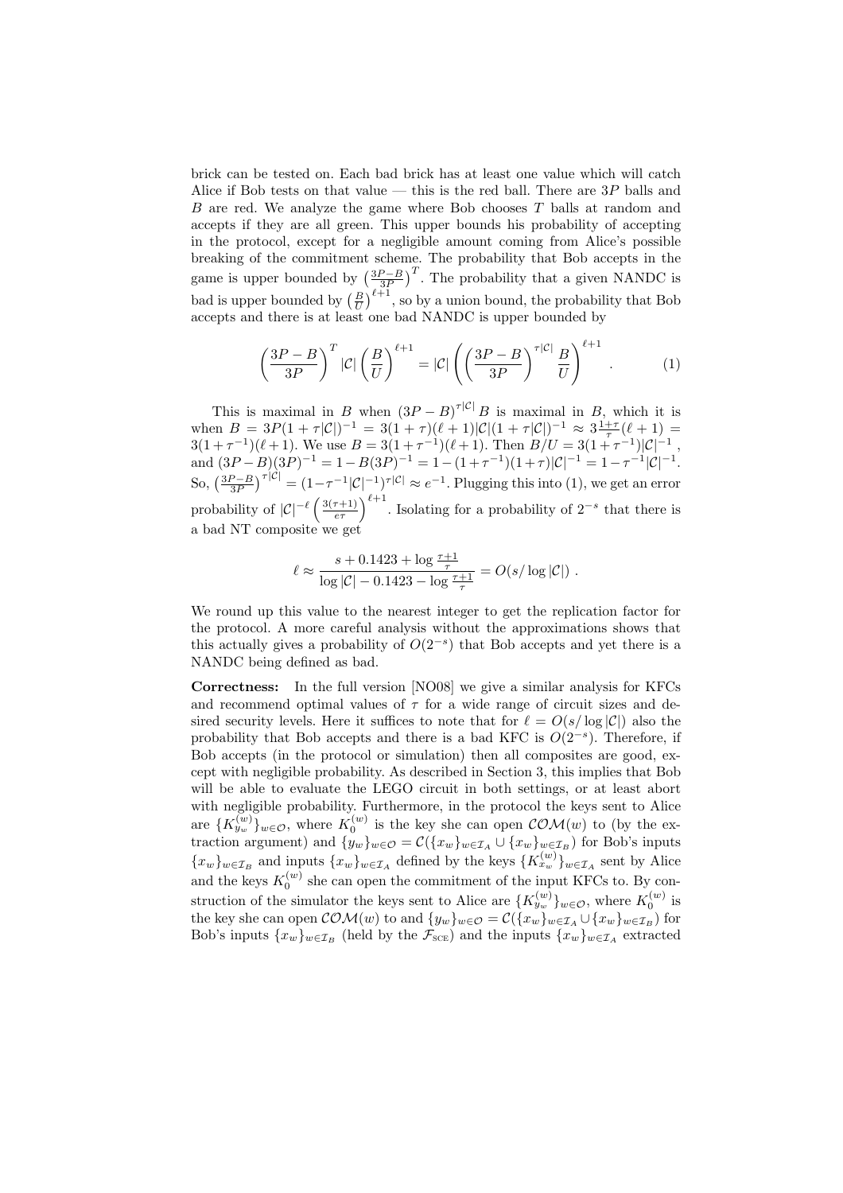brick can be tested on. Each bad brick has at least one value which will catch Alice if Bob tests on that value — this is the red ball. There are $3P$ balls and $B$ are red. We analyze the game where Bob chooses $T$ balls at random and accepts if they are all green. This upper bounds his probability of accepting in the protocol, except for a negligible amount coming from Alice's possible breaking of the commitment scheme. The probability that Bob accepts in the game is upper bounded by $\left(\frac{3P-B}{3P}\right)^T$. The probability that a given NANDC is bad is upper bounded by $\left(\frac{B}{U}\right)^{\ell+1}$, so by a union bound, the probability that Bob accepts and there is at least one bad NANDC is upper bounded by

$$\left(\frac{3P-B}{3P}\right)^T |\mathcal{C}| \left(\frac{B}{U}\right)^{\ell+1} = |\mathcal{C}| \left( \left(\frac{3P-B}{3P}\right)^{\tau|\mathcal{C}|} \frac{B}{U} \right)^{\ell+1} . \qquad (1)$$

This is maximal in $B$ when $(3P-B)^{\tau|\mathcal{C}|}B$ is maximal in $B$, which it is when $B = 3P(1+\tau|\mathcal{C}|)^{-1} = 3(1+\tau)(\ell+1)|\mathcal{C}|(1+\tau|\mathcal{C}|)^{-1} \approx 3\frac{1+\tau}{\tau}(\ell+1) = 3(1+\tau^{-1})(\ell+1)$. We use $B = 3(1+\tau^{-1})(\ell+1)$. Then $B/U = 3(1+\tau^{-1})|\mathcal{C}|^{-1}$, and $(3P-B)(3P)^{-1} = 1 - B(3P)^{-1} = 1-(1+\tau^{-1})(1+\tau)|\mathcal{C}|^{-1} = 1-\tau^{-1}|\mathcal{C}|^{-1}$. So, $\left(\frac{3P-B}{3P}\right)^{\tau|\mathcal{C}|} = (1-\tau^{-1}|\mathcal{C}|^{-1})^{\tau|\mathcal{C}|} \approx e^{-1}$. Plugging this into (1), we get an error probability of $|\mathcal{C}|^{-\ell}\left(\frac{3(\tau+1)}{e\tau}\right)^{\ell+1}$. Isolating for a probability of $2^{-s}$ that there is a bad NT composite we get

$$\ell \approx \frac{s + 0.1423 + \log\frac{\tau+1}{\tau}}{\log|\mathcal{C}| - 0.1423 - \log\frac{\tau+1}{\tau}} = O(s/\log|\mathcal{C}|) .$$

We round up this value to the nearest integer to get the replication factor for the protocol. A more careful analysis without the approximations shows that this actually gives a probability of $O(2^{-s})$ that Bob accepts and yet there is a NANDC being defined as bad.

**Correctness:** In the full version [NO08] we give a similar analysis for KFCs and recommend optimal values of $\tau$ for a wide range of circuit sizes and desired security levels. Here it suffices to note that for $\ell = O(s/\log|\mathcal{C}|)$ also the probability that Bob accepts and there is a bad KFC is $O(2^{-s})$. Therefore, if Bob accepts (in the protocol or simulation) then all composites are good, except with negligible probability. As described in Section 3, this implies that Bob will be able to evaluate the LEGO circuit in both settings, or at least abort with negligible probability. Furthermore, in the protocol the keys sent to Alice are $\{K_{y_w}^{(w)}\}_{w\in\mathcal{O}}$, where $K_0^{(w)}$ is the key she can open $\mathcal{COM}(w)$ to (by the extraction argument) and $\{y_w\}_{w\in\mathcal{O}} = \mathcal{C}(\{x_w\}_{w\in\mathcal{I}_A} \cup \{x_w\}_{w\in\mathcal{I}_B})$ for Bob's inputs $\{x_w\}_{w\in\mathcal{I}_B}$ and inputs $\{x_w\}_{w\in\mathcal{I}_A}$ defined by the keys $\{K_{x_w}^{(w)}\}_{w\in\mathcal{I}_A}$ sent by Alice and the keys $K_0^{(w)}$ she can open the commitment of the input KFCs to. By construction of the simulator the keys sent to Alice are $\{K_{y_w}^{(w)}\}_{w\in\mathcal{O}}$, where $K_0^{(w)}$ is the key she can open $\mathcal{COM}(w)$ to and $\{y_w\}_{w\in\mathcal{O}} = \mathcal{C}(\{x_w\}_{w\in\mathcal{I}_A} \cup \{x_w\}_{w\in\mathcal{I}_B})$ for Bob's inputs $\{x_w\}_{w\in\mathcal{I}_B}$ (held by the $\mathcal{F}_{\text{SCE}}$) and the inputs $\{x_w\}_{w\in\mathcal{I}_A}$ extracted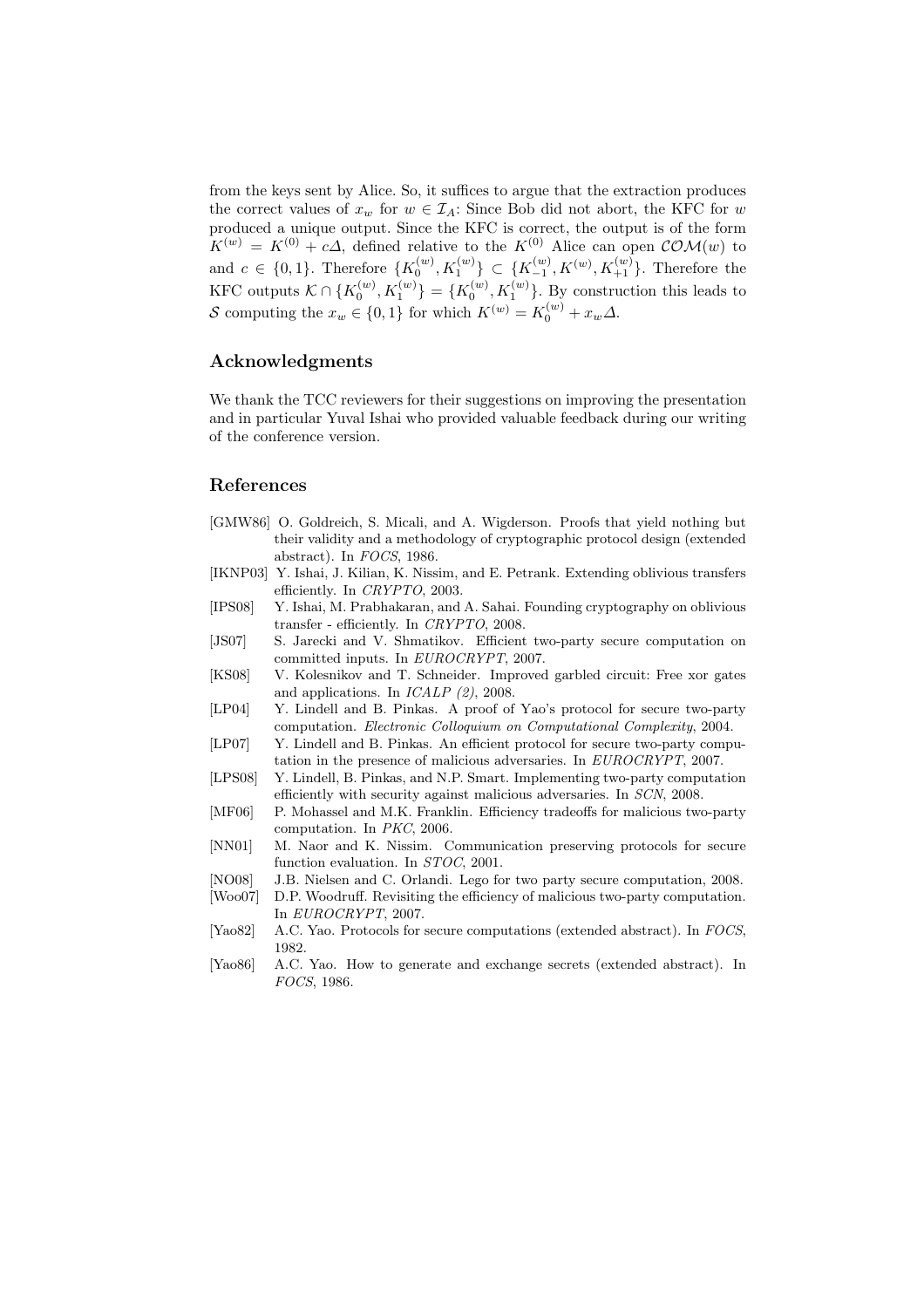from the keys sent by Alice. So, it suffices to argue that the extraction produces the correct values of $x_w$ for $w \in \mathcal{I}_A$: Since Bob did not abort, the KFC for $w$ produced a unique output. Since the KFC is correct, the output is of the form $K^{(w)} = K^{(0)} + c\Delta$, defined relative to the $K^{(0)}$ Alice can open $\mathcal{COM}(w)$ to and $c \in \{0, 1\}$. Therefore $\{K_0^{(w)}, K_1^{(w)}\} \subset \{K_{-1}^{(w)}, K^{(w)}, K_{+1}^{(w)}\}$. Therefore the KFC outputs $\mathcal{K} \cap \{K_0^{(w)}, K_1^{(w)}\} = \{K_0^{(w)}, K_1^{(w)}\}$. By construction this leads to $\mathcal{S}$ computing the $x_w \in \{0, 1\}$ for which $K^{(w)} = K_0^{(w)} + x_w\Delta$.

## Acknowledgments

We thank the TCC reviewers for their suggestions on improving the presentation and in particular Yuval Ishai who provided valuable feedback during our writing of the conference version.

## References

[GMW86] O. Goldreich, S. Micali, and A. Wigderson. Proofs that yield nothing but their validity and a methodology of cryptographic protocol design (extended abstract). In *FOCS*, 1986.

[IKNP03] Y. Ishai, J. Kilian, K. Nissim, and E. Petrank. Extending oblivious transfers efficiently. In *CRYPTO*, 2003.

[IPS08] Y. Ishai, M. Prabhakaran, and A. Sahai. Founding cryptography on oblivious transfer - efficiently. In *CRYPTO*, 2008.

[JS07] S. Jarecki and V. Shmatikov. Efficient two-party secure computation on committed inputs. In *EUROCRYPT*, 2007.

[KS08] V. Kolesnikov and T. Schneider. Improved garbled circuit: Free xor gates and applications. In *ICALP (2)*, 2008.

[LP04] Y. Lindell and B. Pinkas. A proof of Yao's protocol for secure two-party computation. *Electronic Colloquium on Computational Complexity*, 2004.

[LP07] Y. Lindell and B. Pinkas. An efficient protocol for secure two-party computation in the presence of malicious adversaries. In *EUROCRYPT*, 2007.

[LPS08] Y. Lindell, B. Pinkas, and N.P. Smart. Implementing two-party computation efficiently with security against malicious adversaries. In *SCN*, 2008.

[MF06] P. Mohassel and M.K. Franklin. Efficiency tradeoffs for malicious two-party computation. In *PKC*, 2006.

[NN01] M. Naor and K. Nissim. Communication preserving protocols for secure function evaluation. In *STOC*, 2001.

[NO08] J.B. Nielsen and C. Orlandi. Lego for two party secure computation, 2008.

[Woo07] D.P. Woodruff. Revisiting the efficiency of malicious two-party computation. In *EUROCRYPT*, 2007.

[Yao82] A.C. Yao. Protocols for secure computations (extended abstract). In *FOCS*, 1982.

[Yao86] A.C. Yao. How to generate and exchange secrets (extended abstract). In *FOCS*, 1986.